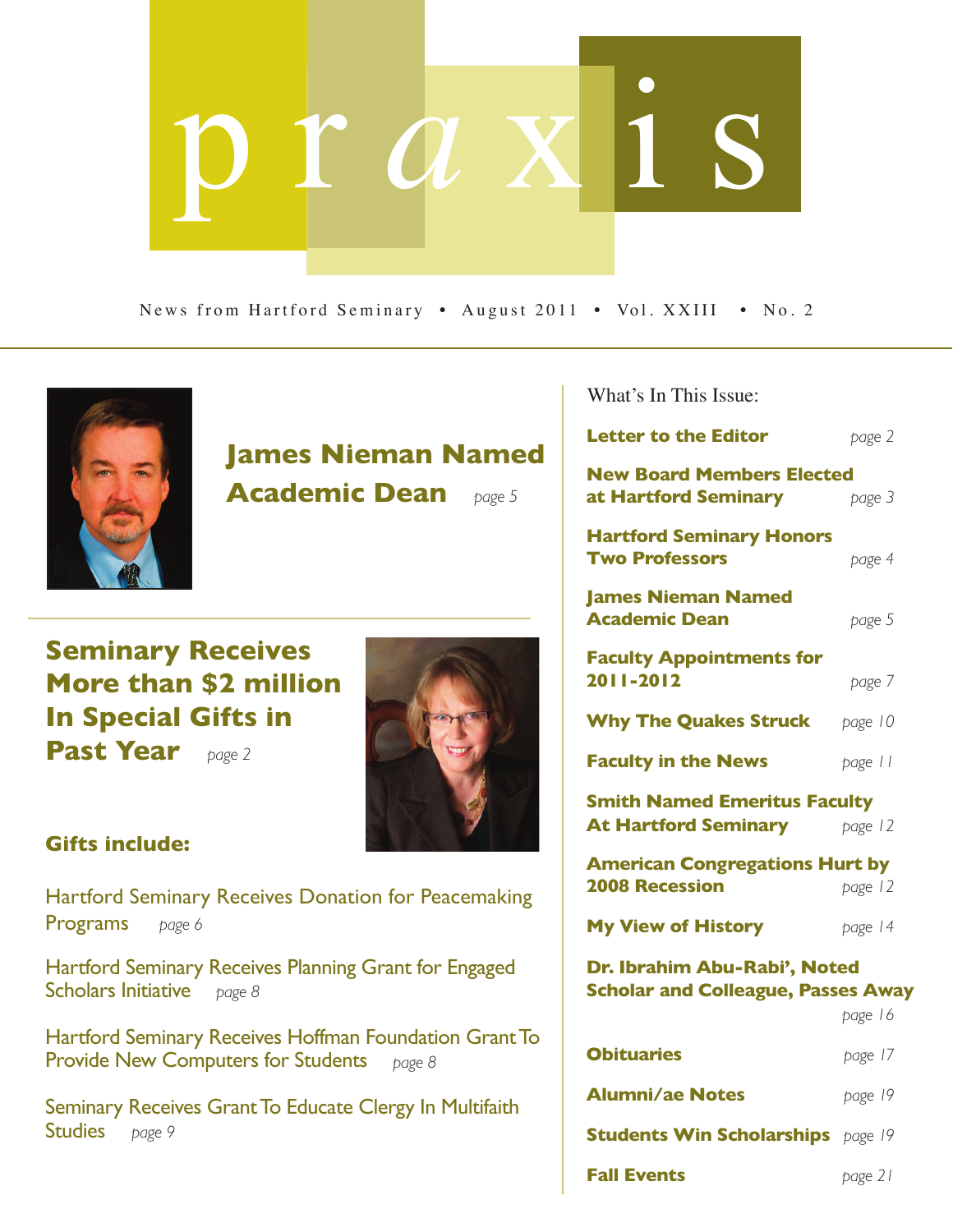# praxis

News from Hartford Seminary • August 2011 • Vol. XXIII • No. 2

## James Nieman Named Academic Dean *page 5*

## Seminary Receives More than $2 million In Special Gifts in Past Year *page 2*

### Gifts include:

Hartford Seminary Receives Donation for Peacemaking Programs *page 6*

Hartford Seminary Receives Planning Grant for Engaged Scholars Initiative *page 8*

Hartford Seminary Receives Hoffman Foundation Grant To Provide New Computers for Students *page 8*

Seminary Receives Grant To Educate Clergy In Multifaith Studies *page 9*

## What's In This Issue:

| | |
|---|---|
| **Letter to the Editor** | *page 2* |
| **New Board Members Elected at Hartford Seminary** | *page 3* |
| **Hartford Seminary Honors Two Professors** | *page 4* |
| **James Nieman Named Academic Dean** | *page 5* |
| **Faculty Appointments for 2011-2012** | *page 7* |
| **Why The Quakes Struck** | *page 10* |
| **Faculty in the News** | *page 11* |
| **Smith Named Emeritus Faculty At Hartford Seminary** | *page 12* |
| **American Congregations Hurt by 2008 Recession** | *page 12* |
| **My View of History** | *page 14* |
| **Dr. Ibrahim Abu-Rabi', Noted Scholar and Colleague, Passes Away** | *page 16* |
| **Obituaries** | *page 17* |
| **Alumni/ae Notes** | *page 19* |
| **Students Win Scholarships** | *page 19* |
| **Fall Events** | *page 21* |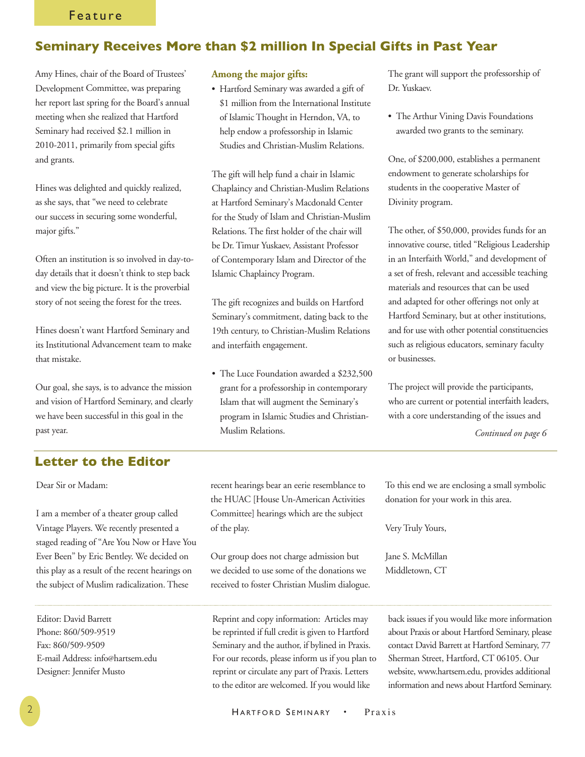Feature

## Seminary Receives More than $2 million In Special Gifts in Past Year

Amy Hines, chair of the Board of Trustees' Development Committee, was preparing her report last spring for the Board's annual meeting when she realized that Hartford Seminary had received $2.1 million in 2010-2011, primarily from special gifts and grants.

Hines was delighted and quickly realized, as she says, that "we need to celebrate our success in securing some wonderful, major gifts."

Often an institution is so involved in day-to-day details that it doesn't think to step back and view the big picture. It is the proverbial story of not seeing the forest for the trees.

Hines doesn't want Hartford Seminary and its Institutional Advancement team to make that mistake.

Our goal, she says, is to advance the mission and vision of Hartford Seminary, and clearly we have been successful in this goal in the past year.

**Among the major gifts:**

- Hartford Seminary was awarded a gift of $1 million from the International Institute of Islamic Thought in Herndon, VA, to help endow a professorship in Islamic Studies and Christian-Muslim Relations.

The gift will help fund a chair in Islamic Chaplaincy and Christian-Muslim Relations at Hartford Seminary's Macdonald Center for the Study of Islam and Christian-Muslim Relations. The first holder of the chair will be Dr. Timur Yuskaev, Assistant Professor of Contemporary Islam and Director of the Islamic Chaplaincy Program.

The gift recognizes and builds on Hartford Seminary's commitment, dating back to the 19th century, to Christian-Muslim Relations and interfaith engagement.

- The Luce Foundation awarded a $232,500 grant for a professorship in contemporary Islam that will augment the Seminary's program in Islamic Studies and Christian-Muslim Relations.

The grant will support the professorship of Dr. Yuskaev.

- The Arthur Vining Davis Foundations awarded two grants to the seminary.

One, of $200,000, establishes a permanent endowment to generate scholarships for students in the cooperative Master of Divinity program.

The other, of $50,000, provides funds for an innovative course, titled "Religious Leadership in an Interfaith World," and development of a set of fresh, relevant and accessible teaching materials and resources that can be used and adapted for other offerings not only at Hartford Seminary, but at other institutions, and for use with other potential constituencies such as religious educators, seminary faculty or businesses.

The project will provide the participants, who are current or potential interfaith leaders, with a core understanding of the issues and

*Continued on page 6*

## Letter to the Editor

Dear Sir or Madam:

I am a member of a theater group called Vintage Players. We recently presented a staged reading of "Are You Now or Have You Ever Been" by Eric Bentley. We decided on this play as a result of the recent hearings on the subject of Muslim radicalization. These recent hearings bear an eerie resemblance to the HUAC [House Un-American Activities Committee] hearings which are the subject of the play.

Our group does not charge admission but we decided to use some of the donations we received to foster Christian Muslim dialogue. To this end we are enclosing a small symbolic donation for your work in this area.

Very Truly Yours,

Jane S. McMillan
Middletown, CT

---

Editor: David Barrett
Phone: 860/509-9519
Fax: 860/509-9509
E-mail Address: info@hartsem.edu
Designer: Jennifer Musto

Reprint and copy information: Articles may be reprinted if full credit is given to Hartford Seminary and the author, if bylined in Praxis. For our records, please inform us if you plan to reprint or circulate any part of Praxis. Letters to the editor are welcomed. If you would like back issues if you would like more information about Praxis or about Hartford Seminary, please contact David Barrett at Hartford Seminary, 77 Sherman Street, Hartford, CT 06105. Our website, www.hartsem.edu, provides additional information and news about Hartford Seminary.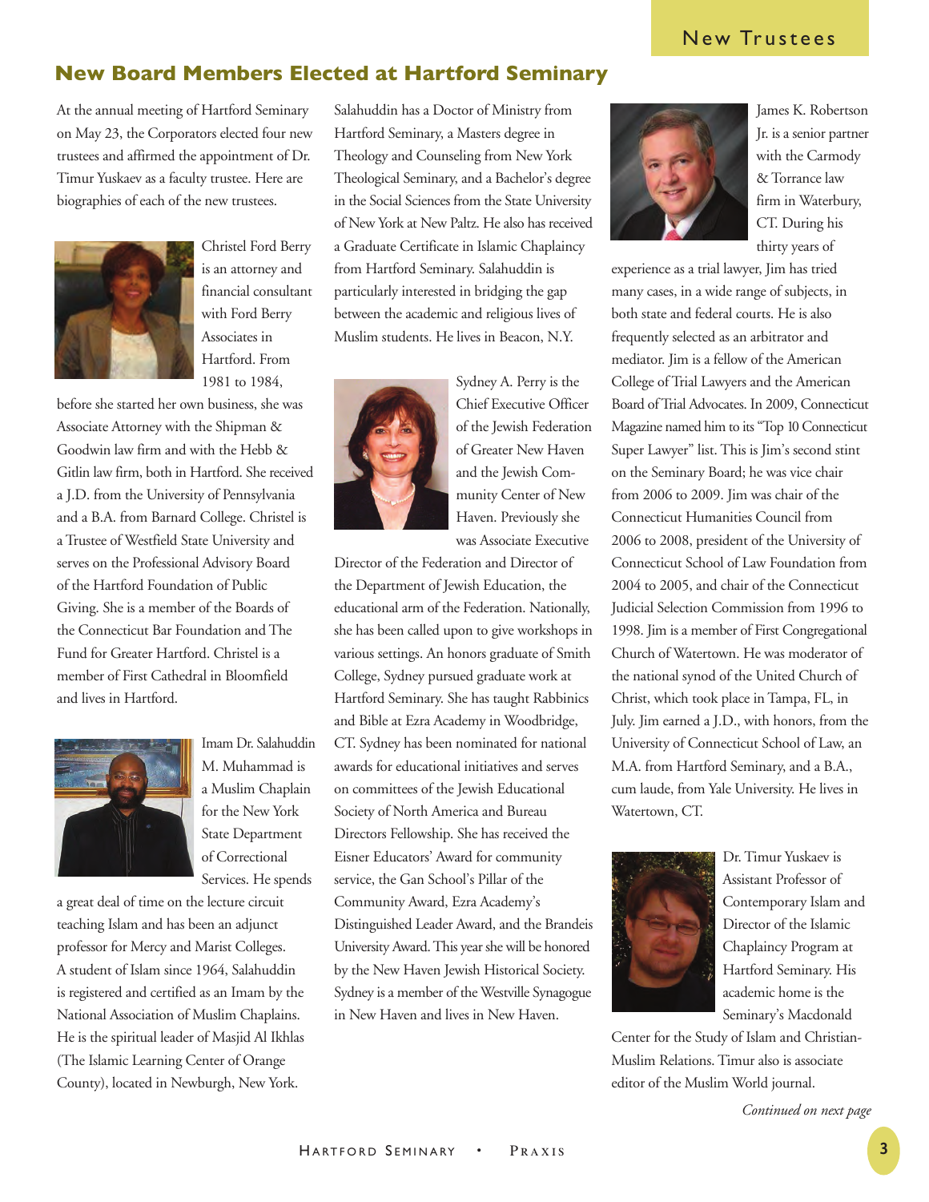## New Board Members Elected at Hartford Seminary

At the annual meeting of Hartford Seminary on May 23, the Corporators elected four new trustees and affirmed the appointment of Dr. Timur Yuskaev as a faculty trustee. Here are biographies of each of the new trustees.

Christel Ford Berry is an attorney and financial consultant with Ford Berry Associates in Hartford. From 1981 to 1984, before she started her own business, she was Associate Attorney with the Shipman & Goodwin law firm and with the Hebb & Gitlin law firm, both in Hartford. She received a J.D. from the University of Pennsylvania and a B.A. from Barnard College. Christel is a Trustee of Westfield State University and serves on the Professional Advisory Board of the Hartford Foundation of Public Giving. She is a member of the Boards of the Connecticut Bar Foundation and The Fund for Greater Hartford. Christel is a member of First Cathedral in Bloomfield and lives in Hartford.

Imam Dr. Salahuddin M. Muhammad is a Muslim Chaplain for the New York State Department of Correctional Services. He spends a great deal of time on the lecture circuit teaching Islam and has been an adjunct professor for Mercy and Marist Colleges. A student of Islam since 1964, Salahuddin is registered and certified as an Imam by the National Association of Muslim Chaplains. He is the spiritual leader of Masjid Al Ikhlas (The Islamic Learning Center of Orange County), located in Newburgh, New York. Salahuddin has a Doctor of Ministry from Hartford Seminary, a Masters degree in Theology and Counseling from New York Theological Seminary, and a Bachelor's degree in the Social Sciences from the State University of New York at New Paltz. He also has received a Graduate Certificate in Islamic Chaplaincy from Hartford Seminary. Salahuddin is particularly interested in bridging the gap between the academic and religious lives of Muslim students. He lives in Beacon, N.Y.

Sydney A. Perry is the Chief Executive Officer of the Jewish Federation of Greater New Haven and the Jewish Community Center of New Haven. Previously she was Associate Executive Director of the Federation and Director of the Department of Jewish Education, the educational arm of the Federation. Nationally, she has been called upon to give workshops in various settings. An honors graduate of Smith College, Sydney pursued graduate work at Hartford Seminary. She has taught Rabbinics and Bible at Ezra Academy in Woodbridge, CT. Sydney has been nominated for national awards for educational initiatives and serves on committees of the Jewish Educational Society of North America and Bureau Directors Fellowship. She has received the Eisner Educators' Award for community service, the Gan School's Pillar of the Community Award, Ezra Academy's Distinguished Leader Award, and the Brandeis University Award. This year she will be honored by the New Haven Jewish Historical Society. Sydney is a member of the Westville Synagogue in New Haven and lives in New Haven.

James K. Robertson Jr. is a senior partner with the Carmody & Torrance law firm in Waterbury, CT. During his thirty years of experience as a trial lawyer, Jim has tried many cases, in a wide range of subjects, in both state and federal courts. He is also frequently selected as an arbitrator and mediator. Jim is a fellow of the American College of Trial Lawyers and the American Board of Trial Advocates. In 2009, Connecticut Magazine named him to its "Top 10 Connecticut Super Lawyer" list. This is Jim's second stint on the Seminary Board; he was vice chair from 2006 to 2009. Jim was chair of the Connecticut Humanities Council from 2006 to 2008, president of the University of Connecticut School of Law Foundation from 2004 to 2005, and chair of the Connecticut Judicial Selection Commission from 1996 to 1998. Jim is a member of First Congregational Church of Watertown. He was moderator of the national synod of the United Church of Christ, which took place in Tampa, FL, in July. Jim earned a J.D., with honors, from the University of Connecticut School of Law, an M.A. from Hartford Seminary, and a B.A., cum laude, from Yale University. He lives in Watertown, CT.

Dr. Timur Yuskaev is Assistant Professor of Contemporary Islam and Director of the Islamic Chaplaincy Program at Hartford Seminary. His academic home is the Seminary's Macdonald Center for the Study of Islam and Christian-Muslim Relations. Timur also is associate editor of the Muslim World journal.

*Continued on next page*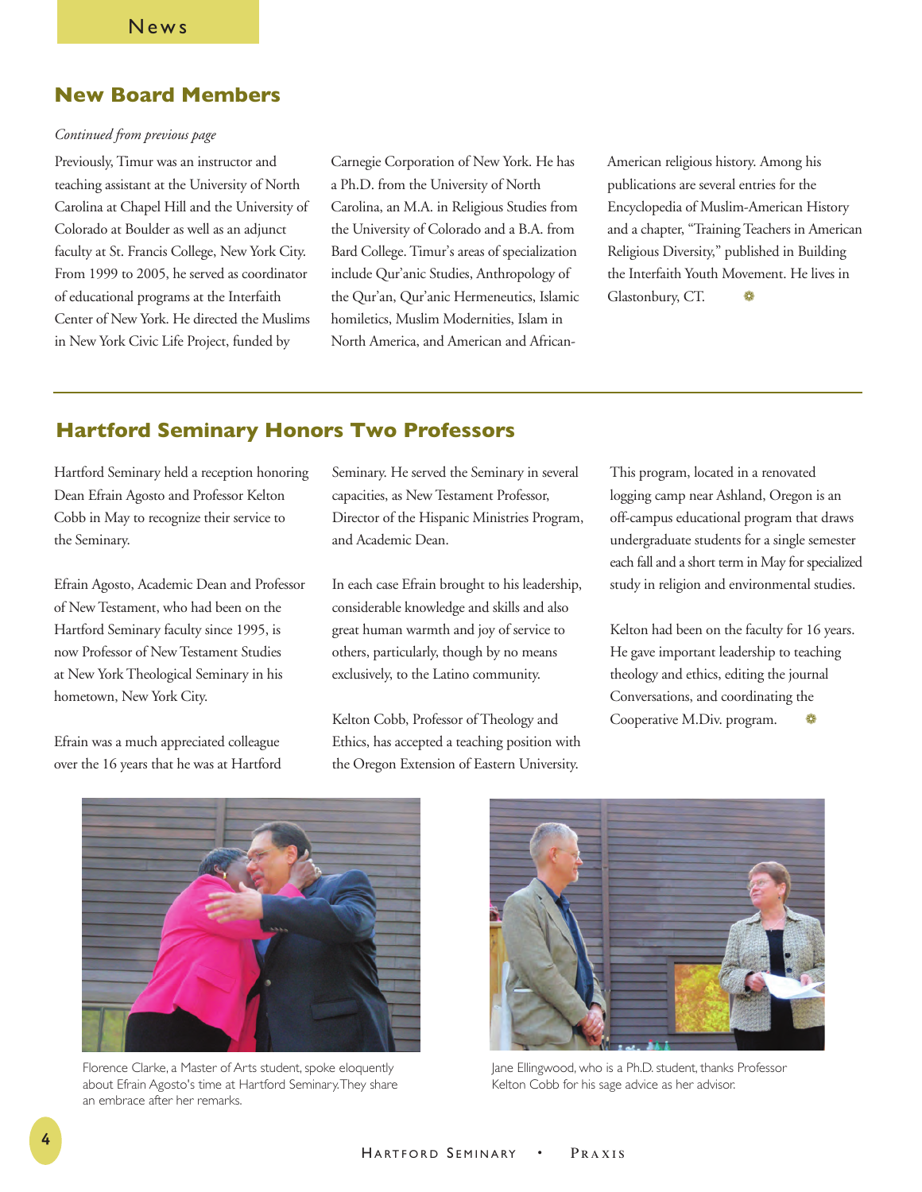## New Board Members

*Continued from previous page*

Previously, Timur was an instructor and teaching assistant at the University of North Carolina at Chapel Hill and the University of Colorado at Boulder as well as an adjunct faculty at St. Francis College, New York City. From 1999 to 2005, he served as coordinator of educational programs at the Interfaith Center of New York. He directed the Muslims in New York Civic Life Project, funded by Carnegie Corporation of New York. He has a Ph.D. from the University of North Carolina, an M.A. in Religious Studies from the University of Colorado and a B.A. from Bard College. Timur's areas of specialization include Qur'anic Studies, Anthropology of the Qur'an, Qur'anic Hermeneutics, Islamic homiletics, Muslim Modernities, Islam in North America, and American and African-American religious history. Among his publications are several entries for the Encyclopedia of Muslim-American History and a chapter, "Training Teachers in American Religious Diversity," published in Building the Interfaith Youth Movement. He lives in Glastonbury, CT.

## Hartford Seminary Honors Two Professors

Hartford Seminary held a reception honoring Dean Efrain Agosto and Professor Kelton Cobb in May to recognize their service to the Seminary.

Efrain Agosto, Academic Dean and Professor of New Testament, who had been on the Hartford Seminary faculty since 1995, is now Professor of New Testament Studies at New York Theological Seminary in his hometown, New York City.

Efrain was a much appreciated colleague over the 16 years that he was at Hartford Seminary. He served the Seminary in several capacities, as New Testament Professor, Director of the Hispanic Ministries Program, and Academic Dean.

In each case Efrain brought to his leadership, considerable knowledge and skills and also great human warmth and joy of service to others, particularly, though by no means exclusively, to the Latino community.

Kelton Cobb, Professor of Theology and Ethics, has accepted a teaching position with the Oregon Extension of Eastern University. This program, located in a renovated logging camp near Ashland, Oregon is an off-campus educational program that draws undergraduate students for a single semester each fall and a short term in May for specialized study in religion and environmental studies.

Kelton had been on the faculty for 16 years. He gave important leadership to teaching theology and ethics, editing the journal Conversations, and coordinating the Cooperative M.Div. program.

Florence Clarke, a Master of Arts student, spoke eloquently about Efrain Agosto's time at Hartford Seminary. They share an embrace after her remarks.

Jane Ellingwood, who is a Ph.D. student, thanks Professor Kelton Cobb for his sage advice as her advisor.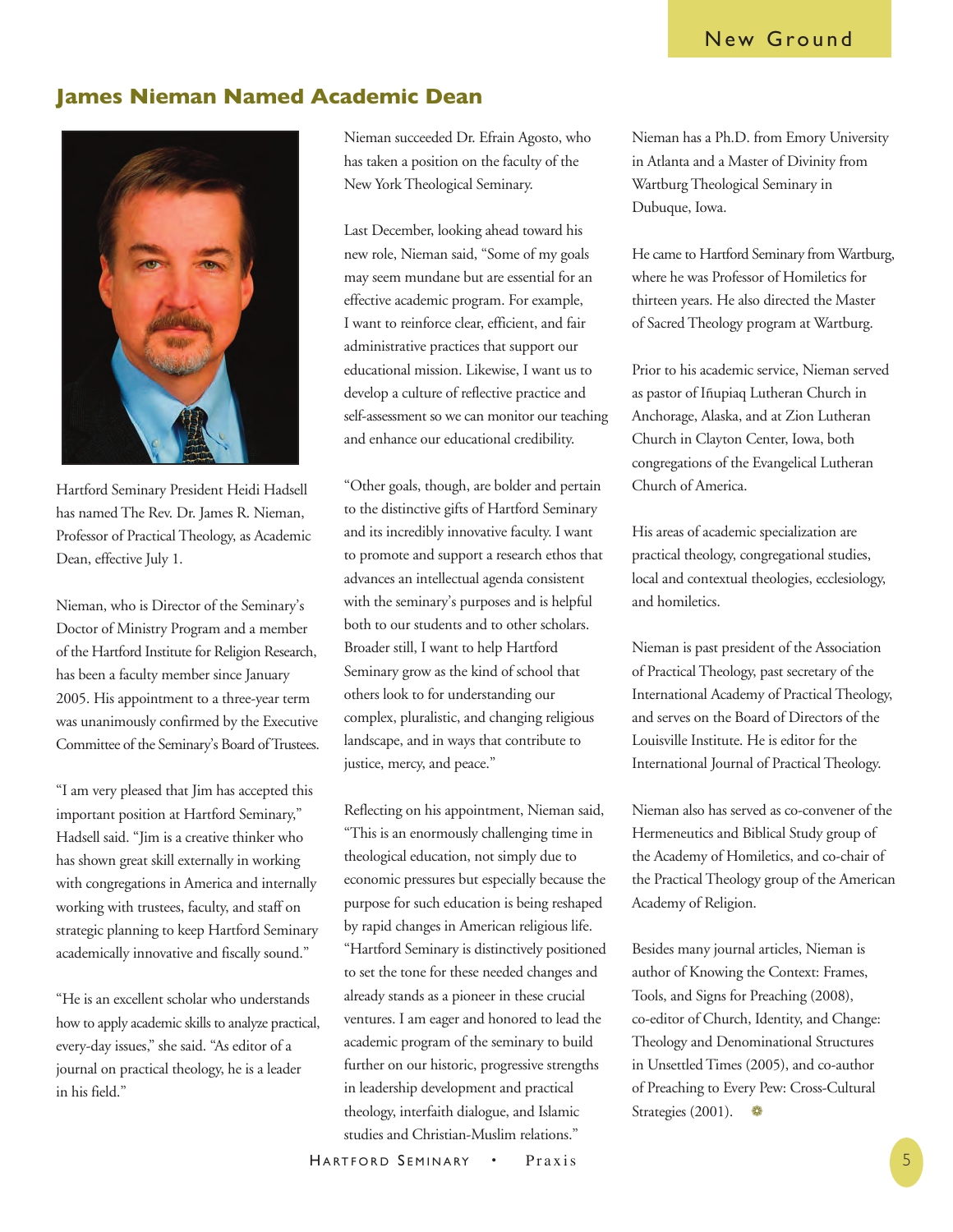## James Nieman Named Academic Dean

Hartford Seminary President Heidi Hadsell has named The Rev. Dr. James R. Nieman, Professor of Practical Theology, as Academic Dean, effective July 1.

Nieman, who is Director of the Seminary's Doctor of Ministry Program and a member of the Hartford Institute for Religion Research, has been a faculty member since January 2005. His appointment to a three-year term was unanimously confirmed by the Executive Committee of the Seminary's Board of Trustees.

"I am very pleased that Jim has accepted this important position at Hartford Seminary," Hadsell said. "Jim is a creative thinker who has shown great skill externally in working with congregations in America and internally working with trustees, faculty, and staff on strategic planning to keep Hartford Seminary academically innovative and fiscally sound."

"He is an excellent scholar who understands how to apply academic skills to analyze practical, every-day issues," she said. "As editor of a journal on practical theology, he is a leader in his field."

Nieman succeeded Dr. Efrain Agosto, who has taken a position on the faculty of the New York Theological Seminary.

Last December, looking ahead toward his new role, Nieman said, "Some of my goals may seem mundane but are essential for an effective academic program. For example, I want to reinforce clear, efficient, and fair administrative practices that support our educational mission. Likewise, I want us to develop a culture of reflective practice and self-assessment so we can monitor our teaching and enhance our educational credibility.

"Other goals, though, are bolder and pertain to the distinctive gifts of Hartford Seminary and its incredibly innovative faculty. I want to promote and support a research ethos that advances an intellectual agenda consistent with the seminary's purposes and is helpful both to our students and to other scholars. Broader still, I want to help Hartford Seminary grow as the kind of school that others look to for understanding our complex, pluralistic, and changing religious landscape, and in ways that contribute to justice, mercy, and peace."

Reflecting on his appointment, Nieman said, "This is an enormously challenging time in theological education, not simply due to economic pressures but especially because the purpose for such education is being reshaped by rapid changes in American religious life. "Hartford Seminary is distinctively positioned to set the tone for these needed changes and already stands as a pioneer in these crucial ventures. I am eager and honored to lead the academic program of the seminary to build further on our historic, progressive strengths in leadership development and practical theology, interfaith dialogue, and Islamic studies and Christian-Muslim relations."

Nieman has a Ph.D. from Emory University in Atlanta and a Master of Divinity from Wartburg Theological Seminary in Dubuque, Iowa.

He came to Hartford Seminary from Wartburg, where he was Professor of Homiletics for thirteen years. He also directed the Master of Sacred Theology program at Wartburg.

Prior to his academic service, Nieman served as pastor of Iñupiaq Lutheran Church in Anchorage, Alaska, and at Zion Lutheran Church in Clayton Center, Iowa, both congregations of the Evangelical Lutheran Church of America.

His areas of academic specialization are practical theology, congregational studies, local and contextual theologies, ecclesiology, and homiletics.

Nieman is past president of the Association of Practical Theology, past secretary of the International Academy of Practical Theology, and serves on the Board of Directors of the Louisville Institute. He is editor for the International Journal of Practical Theology.

Nieman also has served as co-convener of the Hermeneutics and Biblical Study group of the Academy of Homiletics, and co-chair of the Practical Theology group of the American Academy of Religion.

Besides many journal articles, Nieman is author of Knowing the Context: Frames, Tools, and Signs for Preaching (2008), co-editor of Church, Identity, and Change: Theology and Denominational Structures in Unsettled Times (2005), and co-author of Preaching to Every Pew: Cross-Cultural Strategies (2001).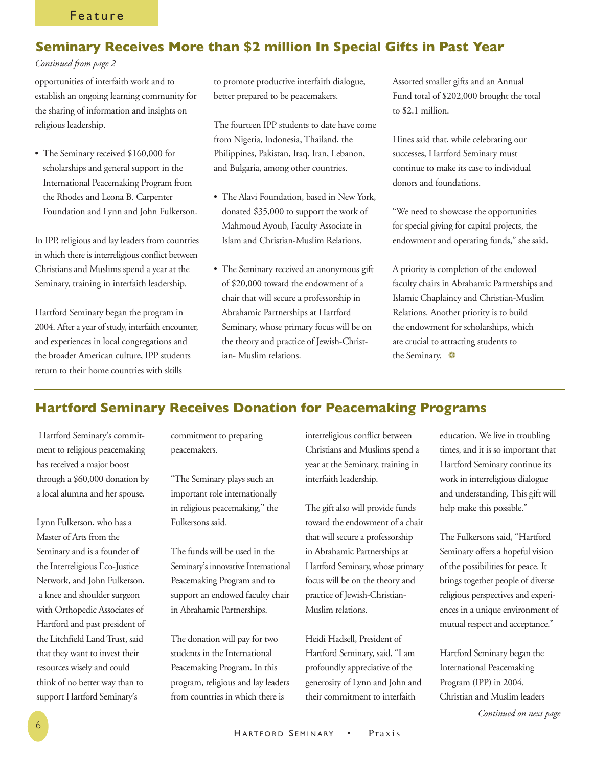Feature

## Seminary Receives More than $2 million In Special Gifts in Past Year

*Continued from page 2*

opportunities of interfaith work and to establish an ongoing learning community for the sharing of information and insights on religious leadership.

- The Seminary received $160,000 for scholarships and general support in the International Peacemaking Program from the Rhodes and Leona B. Carpenter Foundation and Lynn and John Fulkerson.

In IPP, religious and lay leaders from countries in which there is interreligious conflict between Christians and Muslims spend a year at the Seminary, training in interfaith leadership.

Hartford Seminary began the program in 2004. After a year of study, interfaith encounter, and experiences in local congregations and the broader American culture, IPP students return to their home countries with skills to promote productive interfaith dialogue, better prepared to be peacemakers.

The fourteen IPP students to date have come from Nigeria, Indonesia, Thailand, the Philippines, Pakistan, Iraq, Iran, Lebanon, and Bulgaria, among other countries.

- The Alavi Foundation, based in New York, donated $35,000 to support the work of Mahmoud Ayoub, Faculty Associate in Islam and Christian-Muslim Relations.
- The Seminary received an anonymous gift of $20,000 toward the endowment of a chair that will secure a professorship in Abrahamic Partnerships at Hartford Seminary, whose primary focus will be on the theory and practice of Jewish-Christian- Muslim relations.

Assorted smaller gifts and an Annual Fund total of $202,000 brought the total to $2.1 million.

Hines said that, while celebrating our successes, Hartford Seminary must continue to make its case to individual donors and foundations.

"We need to showcase the opportunities for special giving for capital projects, the endowment and operating funds," she said.

A priority is completion of the endowed faculty chairs in Abrahamic Partnerships and Islamic Chaplaincy and Christian-Muslim Relations. Another priority is to build the endowment for scholarships, which are crucial to attracting students to the Seminary.

## Hartford Seminary Receives Donation for Peacemaking Programs

Hartford Seminary's commitment to religious peacemaking has received a major boost through a $60,000 donation by a local alumna and her spouse.

Lynn Fulkerson, who has a Master of Arts from the Seminary and is a founder of the Interreligious Eco-Justice Network, and John Fulkerson, a knee and shoulder surgeon with Orthopedic Associates of Hartford and past president of the Litchfield Land Trust, said that they want to invest their resources wisely and could think of no better way than to support Hartford Seminary's commitment to preparing peacemakers.

"The Seminary plays such an important role internationally in religious peacemaking," the Fulkersons said.

The funds will be used in the Seminary's innovative International Peacemaking Program and to support an endowed faculty chair in Abrahamic Partnerships.

The donation will pay for two students in the International Peacemaking Program. In this program, religious and lay leaders from countries in which there is interreligious conflict between Christians and Muslims spend a year at the Seminary, training in interfaith leadership.

The gift also will provide funds toward the endowment of a chair that will secure a professorship in Abrahamic Partnerships at Hartford Seminary, whose primary focus will be on the theory and practice of Jewish-Christian-Muslim relations.

Heidi Hadsell, President of Hartford Seminary, said, "I am profoundly appreciative of the generosity of Lynn and John and their commitment to interfaith education. We live in troubling times, and it is so important that Hartford Seminary continue its work in interreligious dialogue and understanding. This gift will help make this possible."

The Fulkersons said, "Hartford Seminary offers a hopeful vision of the possibilities for peace. It brings together people of diverse religious perspectives and experiences in a unique environment of mutual respect and acceptance."

Hartford Seminary began the International Peacemaking Program (IPP) in 2004. Christian and Muslim leaders

*Continued on next page*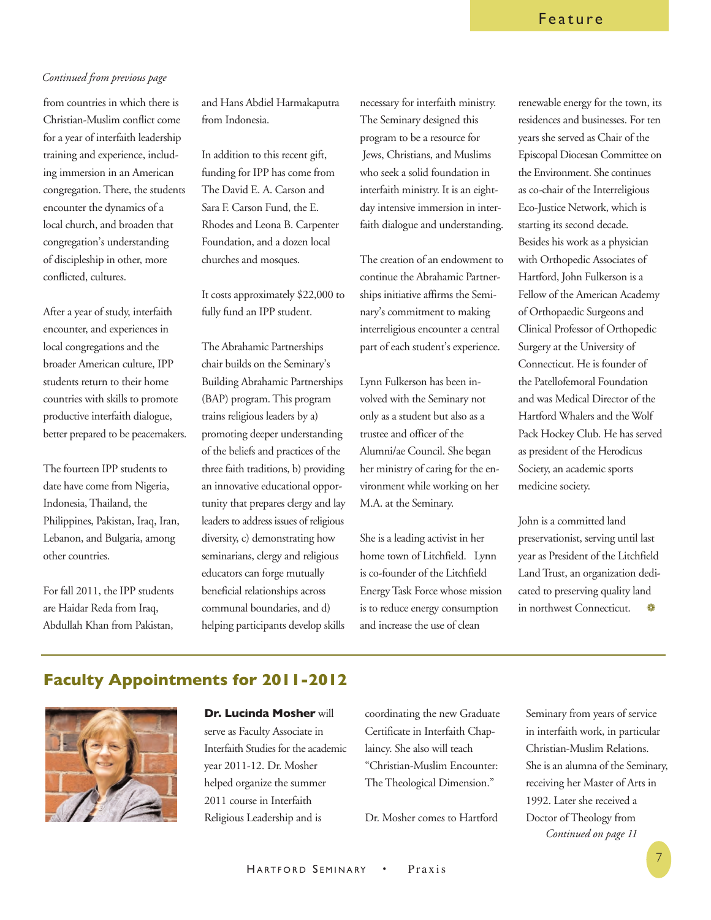*Continued from previous page*

from countries in which there is Christian-Muslim conflict come for a year of interfaith leadership training and experience, including immersion in an American congregation. There, the students encounter the dynamics of a local church, and broaden that congregation's understanding of discipleship in other, more conflicted, cultures.

After a year of study, interfaith encounter, and experiences in local congregations and the broader American culture, IPP students return to their home countries with skills to promote productive interfaith dialogue, better prepared to be peacemakers.

The fourteen IPP students to date have come from Nigeria, Indonesia, Thailand, the Philippines, Pakistan, Iraq, Iran, Lebanon, and Bulgaria, among other countries.

For fall 2011, the IPP students are Haidar Reda from Iraq, Abdullah Khan from Pakistan, and Hans Abdiel Harmakaputra from Indonesia.

In addition to this recent gift, funding for IPP has come from The David E. A. Carson and Sara F. Carson Fund, the E. Rhodes and Leona B. Carpenter Foundation, and a dozen local churches and mosques.

It costs approximately $22,000 to fully fund an IPP student.

The Abrahamic Partnerships chair builds on the Seminary's Building Abrahamic Partnerships (BAP) program. This program trains religious leaders by a) promoting deeper understanding of the beliefs and practices of the three faith traditions, b) providing an innovative educational opportunity that prepares clergy and lay leaders to address issues of religious diversity, c) demonstrating how seminarians, clergy and religious educators can forge mutually beneficial relationships across communal boundaries, and d) helping participants develop skills necessary for interfaith ministry. The Seminary designed this program to be a resource for Jews, Christians, and Muslims who seek a solid foundation in interfaith ministry. It is an eight-day intensive immersion in interfaith dialogue and understanding.

The creation of an endowment to continue the Abrahamic Partnerships initiative affirms the Seminary's commitment to making interreligious encounter a central part of each student's experience.

Lynn Fulkerson has been involved with the Seminary not only as a student but also as a trustee and officer of the Alumni/ae Council. She began her ministry of caring for the environment while working on her M.A. at the Seminary.

She is a leading activist in her home town of Litchfield. Lynn is co-founder of the Litchfield Energy Task Force whose mission is to reduce energy consumption and increase the use of clean renewable energy for the town, its residences and businesses. For ten years she served as Chair of the Episcopal Diocesan Committee on the Environment. She continues as co-chair of the Interreligious Eco-Justice Network, which is starting its second decade.

Besides his work as a physician with Orthopedic Associates of Hartford, John Fulkerson is a Fellow of the American Academy of Orthopaedic Surgeons and Clinical Professor of Orthopedic Surgery at the University of Connecticut. He is founder of the Patellofemoral Foundation and was Medical Director of the Hartford Whalers and the Wolf Pack Hockey Club. He has served as president of the Herodicus Society, an academic sports medicine society.

John is a committed land preservationist, serving until last year as President of the Litchfield Land Trust, an organization dedicated to preserving quality land in northwest Connecticut.

## Faculty Appointments for 2011-2012

**Dr. Lucinda Mosher** will serve as Faculty Associate in Interfaith Studies for the academic year 2011-12. Dr. Mosher helped organize the summer 2011 course in Interfaith Religious Leadership and is coordinating the new Graduate Certificate in Interfaith Chaplaincy. She also will teach "Christian-Muslim Encounter: The Theological Dimension."

Dr. Mosher comes to Hartford Seminary from years of service in interfaith work, in particular Christian-Muslim Relations. She is an alumna of the Seminary, receiving her Master of Arts in 1992. Later she received a Doctor of Theology from

*Continued on page 11*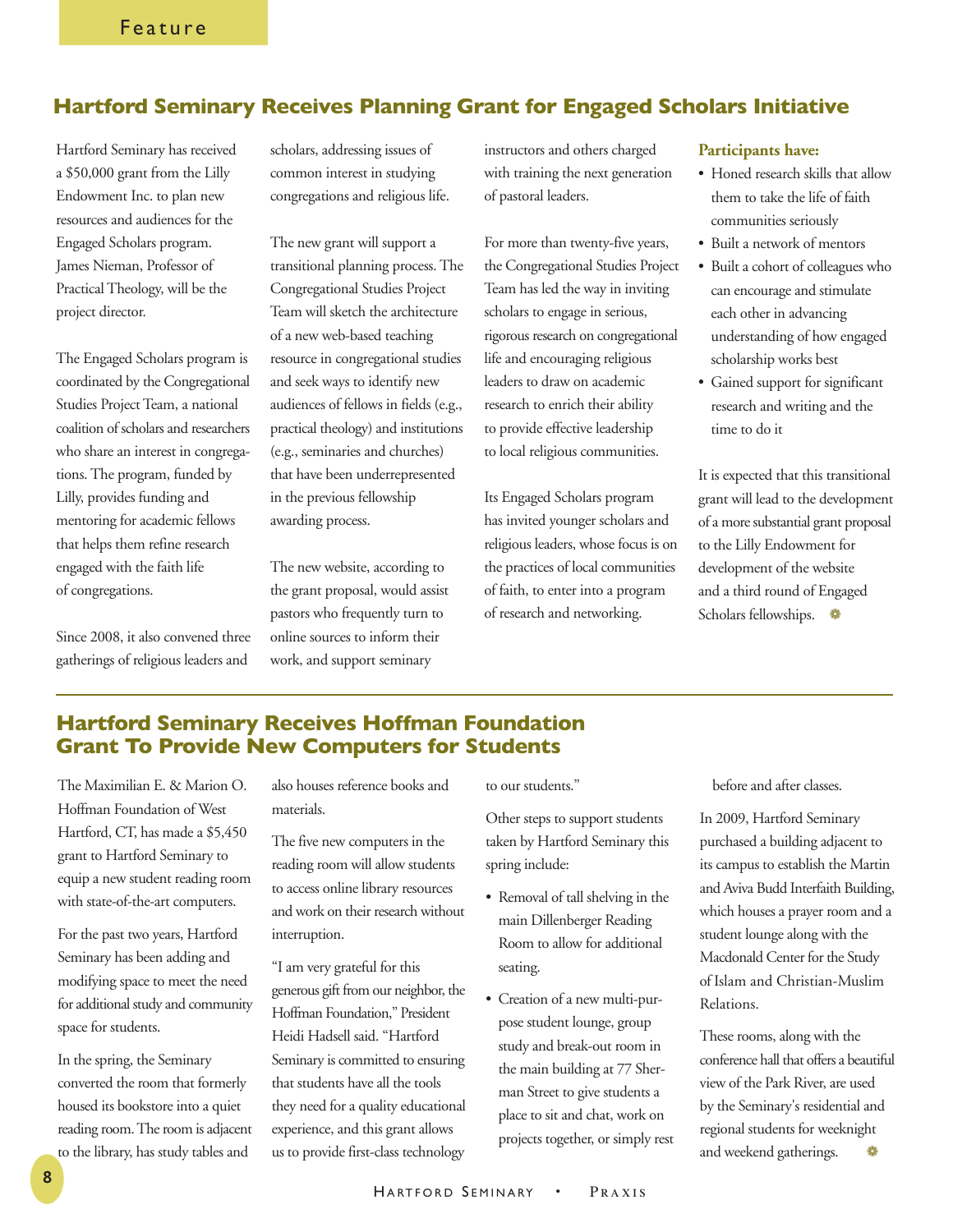Feature

## Hartford Seminary Receives Planning Grant for Engaged Scholars Initiative

Hartford Seminary has received a $50,000 grant from the Lilly Endowment Inc. to plan new resources and audiences for the Engaged Scholars program. James Nieman, Professor of Practical Theology, will be the project director.

The Engaged Scholars program is coordinated by the Congregational Studies Project Team, a national coalition of scholars and researchers who share an interest in congregations. The program, funded by Lilly, provides funding and mentoring for academic fellows that helps them refine research engaged with the faith life of congregations.

Since 2008, it also convened three gatherings of religious leaders and scholars, addressing issues of common interest in studying congregations and religious life.

The new grant will support a transitional planning process. The Congregational Studies Project Team will sketch the architecture of a new web-based teaching resource in congregational studies and seek ways to identify new audiences of fellows in fields (e.g., practical theology) and institutions (e.g., seminaries and churches) that have been underrepresented in the previous fellowship awarding process.

The new website, according to the grant proposal, would assist pastors who frequently turn to online sources to inform their work, and support seminary instructors and others charged with training the next generation of pastoral leaders.

For more than twenty-five years, the Congregational Studies Project Team has led the way in inviting scholars to engage in serious, rigorous research on congregational life and encouraging religious leaders to draw on academic research to enrich their ability to provide effective leadership to local religious communities.

Its Engaged Scholars program has invited younger scholars and religious leaders, whose focus is on the practices of local communities of faith, to enter into a program of research and networking.

**Participants have:**

- Honed research skills that allow them to take the life of faith communities seriously
- Built a network of mentors
- Built a cohort of colleagues who can encourage and stimulate each other in advancing understanding of how engaged scholarship works best
- Gained support for significant research and writing and the time to do it

It is expected that this transitional grant will lead to the development of a more substantial grant proposal to the Lilly Endowment for development of the website and a third round of Engaged Scholars fellowships.

## Hartford Seminary Receives Hoffman Foundation Grant To Provide New Computers for Students

The Maximilian E. & Marion O. Hoffman Foundation of West Hartford, CT, has made a $5,450 grant to Hartford Seminary to equip a new student reading room with state-of-the-art computers.

For the past two years, Hartford Seminary has been adding and modifying space to meet the need for additional study and community space for students.

In the spring, the Seminary converted the room that formerly housed its bookstore into a quiet reading room. The room is adjacent to the library, has study tables and also houses reference books and materials.

The five new computers in the reading room will allow students to access online library resources and work on their research without interruption.

"I am very grateful for this generous gift from our neighbor, the Hoffman Foundation," President Heidi Hadsell said. "Hartford Seminary is committed to ensuring that students have all the tools they need for a quality educational experience, and this grant allows us to provide first-class technology to our students."

Other steps to support students taken by Hartford Seminary this spring include:

- Removal of tall shelving in the main Dillenberger Reading Room to allow for additional seating.
- Creation of a new multi-purpose student lounge, group study and break-out room in the main building at 77 Sherman Street to give students a place to sit and chat, work on projects together, or simply rest before and after classes.

In 2009, Hartford Seminary purchased a building adjacent to its campus to establish the Martin and Aviva Budd Interfaith Building, which houses a prayer room and a student lounge along with the Macdonald Center for the Study of Islam and Christian-Muslim Relations.

These rooms, along with the conference hall that offers a beautiful view of the Park River, are used by the Seminary's residential and regional students for weeknight and weekend gatherings.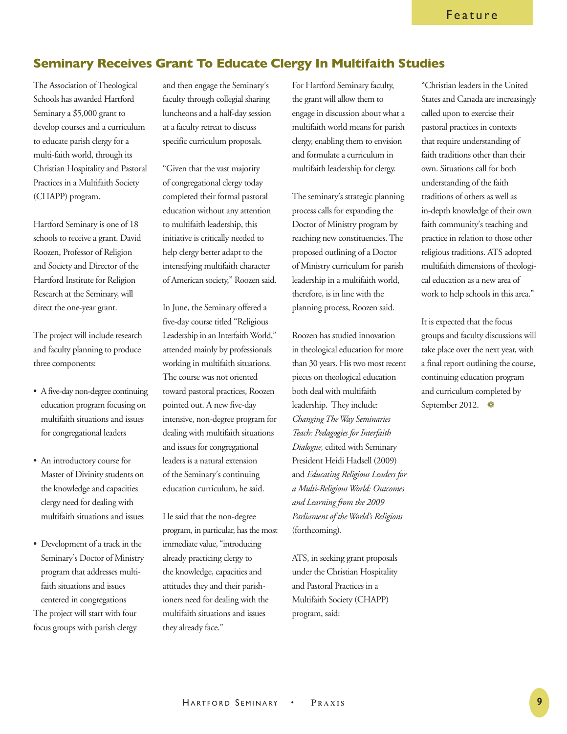## Seminary Receives Grant To Educate Clergy In Multifaith Studies

The Association of Theological Schools has awarded Hartford Seminary a $5,000 grant to develop courses and a curriculum to educate parish clergy for a multi-faith world, through its Christian Hospitality and Pastoral Practices in a Multifaith Society (CHAPP) program.

Hartford Seminary is one of 18 schools to receive a grant. David Roozen, Professor of Religion and Society and Director of the Hartford Institute for Religion Research at the Seminary, will direct the one-year grant.

The project will include research and faculty planning to produce three components:

- A five-day non-degree continuing education program focusing on multifaith situations and issues for congregational leaders
- An introductory course for Master of Divinity students on the knowledge and capacities clergy need for dealing with multifaith situations and issues
- Development of a track in the Seminary's Doctor of Ministry program that addresses multi-faith situations and issues centered in congregations

The project will start with four focus groups with parish clergy and then engage the Seminary's faculty through collegial sharing luncheons and a half-day session at a faculty retreat to discuss specific curriculum proposals.

"Given that the vast majority of congregational clergy today completed their formal pastoral education without any attention to multifaith leadership, this initiative is critically needed to help clergy better adapt to the intensifying multifaith character of American society," Roozen said.

In June, the Seminary offered a five-day course titled "Religious Leadership in an Interfaith World," attended mainly by professionals working in multifaith situations. The course was not oriented toward pastoral practices, Roozen pointed out. A new five-day intensive, non-degree program for dealing with multifaith situations and issues for congregational leaders is a natural extension of the Seminary's continuing education curriculum, he said.

He said that the non-degree program, in particular, has the most immediate value, "introducing already practicing clergy to the knowledge, capacities and attitudes they and their parishioners need for dealing with the multifaith situations and issues they already face."

For Hartford Seminary faculty, the grant will allow them to engage in discussion about what a multifaith world means for parish clergy, enabling them to envision and formulate a curriculum in multifaith leadership for clergy.

The seminary's strategic planning process calls for expanding the Doctor of Ministry program by reaching new constituencies. The proposed outlining of a Doctor of Ministry curriculum for parish leadership in a multifaith world, therefore, is in line with the planning process, Roozen said.

Roozen has studied innovation in theological education for more than 30 years. His two most recent pieces on theological education both deal with multifaith leadership. They include: *Changing The Way Seminaries Teach: Pedagogies for Interfaith Dialogue,* edited with Seminary President Heidi Hadsell (2009) and *Educating Religious Leaders for a Multi-Religious World: Outcomes and Learning from the 2009 Parliament of the World's Religions* (forthcoming).

ATS, in seeking grant proposals under the Christian Hospitality and Pastoral Practices in a Multifaith Society (CHAPP) program, said:

"Christian leaders in the United States and Canada are increasingly called upon to exercise their pastoral practices in contexts that require understanding of faith traditions other than their own. Situations call for both understanding of the faith traditions of others as well as in-depth knowledge of their own faith community's teaching and practice in relation to those other religious traditions. ATS adopted multifaith dimensions of theological education as a new area of work to help schools in this area."

It is expected that the focus groups and faculty discussions will take place over the next year, with a final report outlining the course, continuing education program and curriculum completed by September 2012.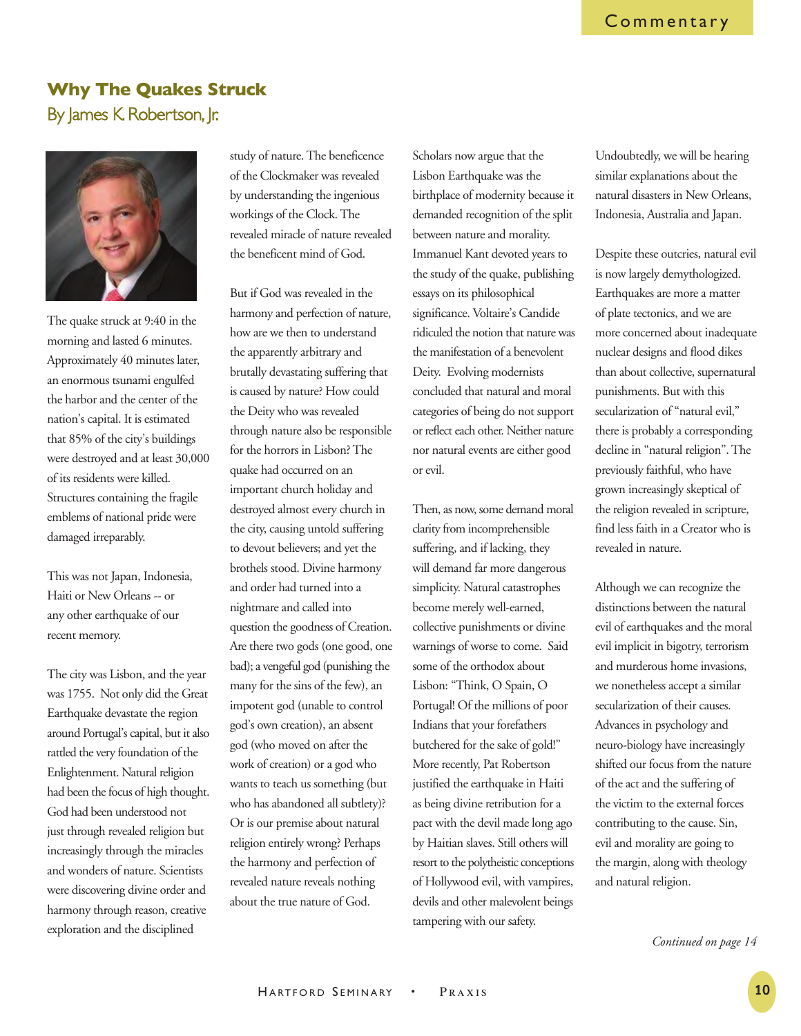# Why The Quakes Struck

By James K. Robertson, Jr.

The quake struck at 9:40 in the morning and lasted 6 minutes. Approximately 40 minutes later, an enormous tsunami engulfed the harbor and the center of the nation's capital. It is estimated that 85% of the city's buildings were destroyed and at least 30,000 of its residents were killed. Structures containing the fragile emblems of national pride were damaged irreparably.

This was not Japan, Indonesia, Haiti or New Orleans -- or any other earthquake of our recent memory.

The city was Lisbon, and the year was 1755. Not only did the Great Earthquake devastate the region around Portugal's capital, but it also rattled the very foundation of the Enlightenment. Natural religion had been the focus of high thought. God had been understood not just through revealed religion but increasingly through the miracles and wonders of nature. Scientists were discovering divine order and harmony through reason, creative exploration and the disciplined study of nature. The beneficence of the Clockmaker was revealed by understanding the ingenious workings of the Clock. The revealed miracle of nature revealed the beneficent mind of God.

But if God was revealed in the harmony and perfection of nature, how are we then to understand the apparently arbitrary and brutally devastating suffering that is caused by nature? How could the Deity who was revealed through nature also be responsible for the horrors in Lisbon? The quake had occurred on an important church holiday and destroyed almost every church in the city, causing untold suffering to devout believers; and yet the brothels stood. Divine harmony and order had turned into a nightmare and called into question the goodness of Creation. Are there two gods (one good, one bad); a vengeful god (punishing the many for the sins of the few), an impotent god (unable to control god's own creation), an absent god (who moved on after the work of creation) or a god who wants to teach us something (but who has abandoned all subtlety)? Or is our premise about natural religion entirely wrong? Perhaps the harmony and perfection of revealed nature reveals nothing about the true nature of God.

Scholars now argue that the Lisbon Earthquake was the birthplace of modernity because it demanded recognition of the split between nature and morality. Immanuel Kant devoted years to the study of the quake, publishing essays on its philosophical significance. Voltaire's Candide ridiculed the notion that nature was the manifestation of a benevolent Deity. Evolving modernists concluded that natural and moral categories of being do not support or reflect each other. Neither nature nor natural events are either good or evil.

Then, as now, some demand moral clarity from incomprehensible suffering, and if lacking, they will demand far more dangerous simplicity. Natural catastrophes become merely well-earned, collective punishments or divine warnings of worse to come. Said some of the orthodox about Lisbon: "Think, O Spain, O Portugal! Of the millions of poor Indians that your forefathers butchered for the sake of gold!" More recently, Pat Robertson justified the earthquake in Haiti as being divine retribution for a pact with the devil made long ago by Haitian slaves. Still others will resort to the polytheistic conceptions of Hollywood evil, with vampires, devils and other malevolent beings tampering with our safety. Undoubtedly, we will be hearing similar explanations about the natural disasters in New Orleans, Indonesia, Australia and Japan.

Despite these outcries, natural evil is now largely demythologized. Earthquakes are more a matter of plate tectonics, and we are more concerned about inadequate nuclear designs and flood dikes than about collective, supernatural punishments. But with this secularization of "natural evil," there is probably a corresponding decline in "natural religion". The previously faithful, who have grown increasingly skeptical of the religion revealed in scripture, find less faith in a Creator who is revealed in nature.

Although we can recognize the distinctions between the natural evil of earthquakes and the moral evil implicit in bigotry, terrorism and murderous home invasions, we nonetheless accept a similar secularization of their causes. Advances in psychology and neuro-biology have increasingly shifted our focus from the nature of the act and the suffering of the victim to the external forces contributing to the cause. Sin, evil and morality are going to the margin, along with theology and natural religion.

*Continued on page 14*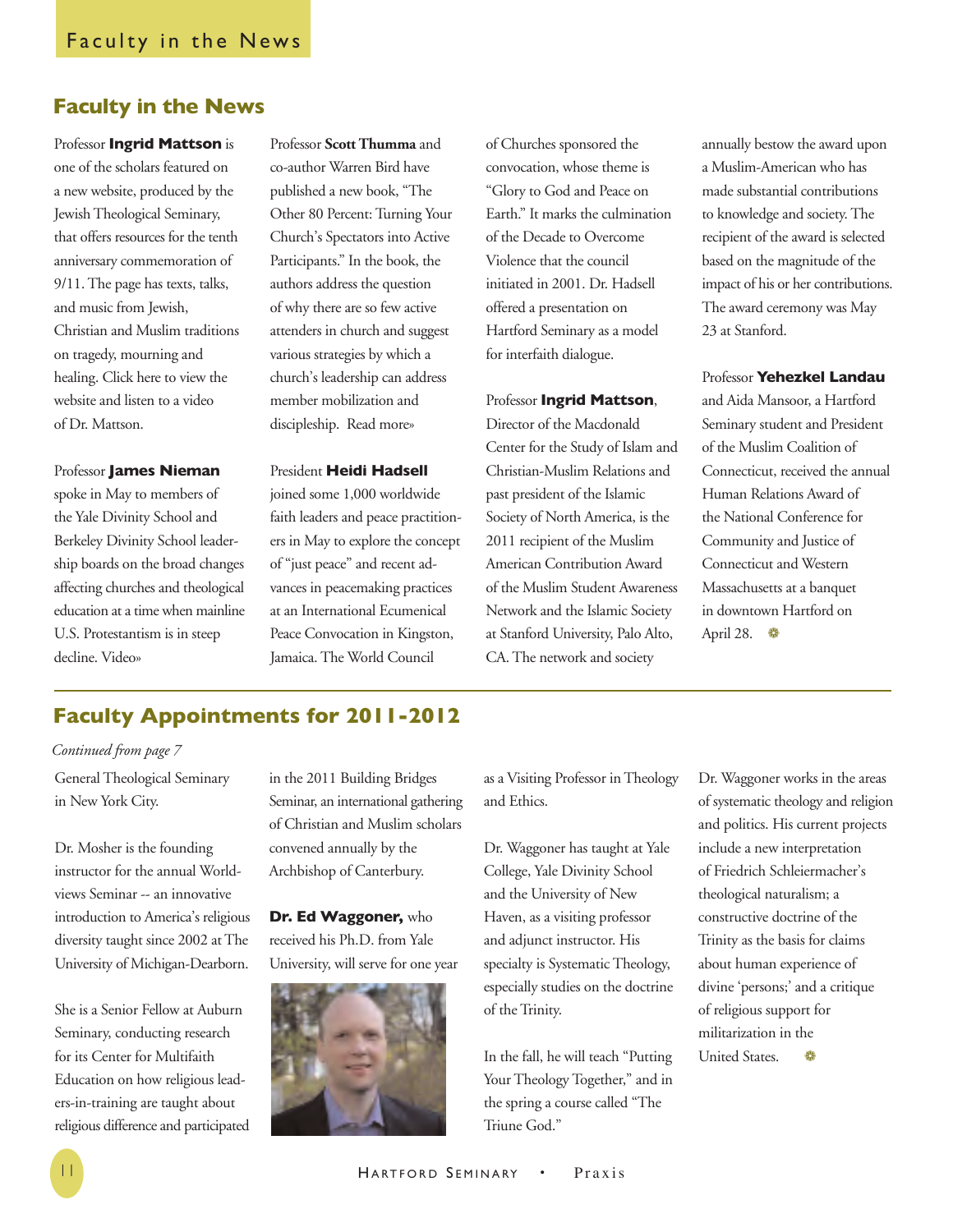## Faculty in the News

Professor **Ingrid Mattson** is one of the scholars featured on a new website, produced by the Jewish Theological Seminary, that offers resources for the tenth anniversary commemoration of 9/11. The page has texts, talks, and music from Jewish, Christian and Muslim traditions on tragedy, mourning and healing. Click here to view the website and listen to a video of Dr. Mattson.

Professor **James Nieman** spoke in May to members of the Yale Divinity School and Berkeley Divinity School leadership boards on the broad changes affecting churches and theological education at a time when mainline U.S. Protestantism is in steep decline. Video»

Professor **Scott Thumma** and co-author Warren Bird have published a new book, "The Other 80 Percent: Turning Your Church's Spectators into Active Participants." In the book, the authors address the question of why there are so few active attenders in church and suggest various strategies by which a church's leadership can address member mobilization and discipleship. Read more»

President **Heidi Hadsell** joined some 1,000 worldwide faith leaders and peace practitioners in May to explore the concept of "just peace" and recent advances in peacemaking practices at an International Ecumenical Peace Convocation in Kingston, Jamaica. The World Council of Churches sponsored the convocation, whose theme is "Glory to God and Peace on Earth." It marks the culmination of the Decade to Overcome Violence that the council initiated in 2001. Dr. Hadsell offered a presentation on Hartford Seminary as a model for interfaith dialogue.

Professor **Ingrid Mattson**, Director of the Macdonald Center for the Study of Islam and Christian-Muslim Relations and past president of the Islamic Society of North America, is the 2011 recipient of the Muslim American Contribution Award of the Muslim Student Awareness Network and the Islamic Society at Stanford University, Palo Alto, CA. The network and society annually bestow the award upon a Muslim-American who has made substantial contributions to knowledge and society. The recipient of the award is selected based on the magnitude of the impact of his or her contributions. The award ceremony was May 23 at Stanford.

Professor **Yehezkel Landau** and Aida Mansoor, a Hartford Seminary student and President of the Muslim Coalition of Connecticut, received the annual Human Relations Award of the National Conference for Community and Justice of Connecticut and Western Massachusetts at a banquet in downtown Hartford on April 28.

## Faculty Appointments for 2011-2012

*Continued from page 7*

General Theological Seminary in New York City.

Dr. Mosher is the founding instructor for the annual Worldviews Seminar -- an innovative introduction to America's religious diversity taught since 2002 at The University of Michigan-Dearborn.

She is a Senior Fellow at Auburn Seminary, conducting research for its Center for Multifaith Education on how religious leaders-in-training are taught about religious difference and participated in the 2011 Building Bridges Seminar, an international gathering of Christian and Muslim scholars convened annually by the Archbishop of Canterbury.

**Dr. Ed Waggoner,** who received his Ph.D. from Yale University, will serve for one year as a Visiting Professor in Theology and Ethics.

Dr. Waggoner has taught at Yale College, Yale Divinity School and the University of New Haven, as a visiting professor and adjunct instructor. His specialty is Systematic Theology, especially studies on the doctrine of the Trinity.

In the fall, he will teach "Putting Your Theology Together," and in the spring a course called "The Triune God."

Dr. Waggoner works in the areas of systematic theology and religion and politics. His current projects include a new interpretation of Friedrich Schleiermacher's theological naturalism; a constructive doctrine of the Trinity as the basis for claims about human experience of divine 'persons;' and a critique of religious support for militarization in the United States.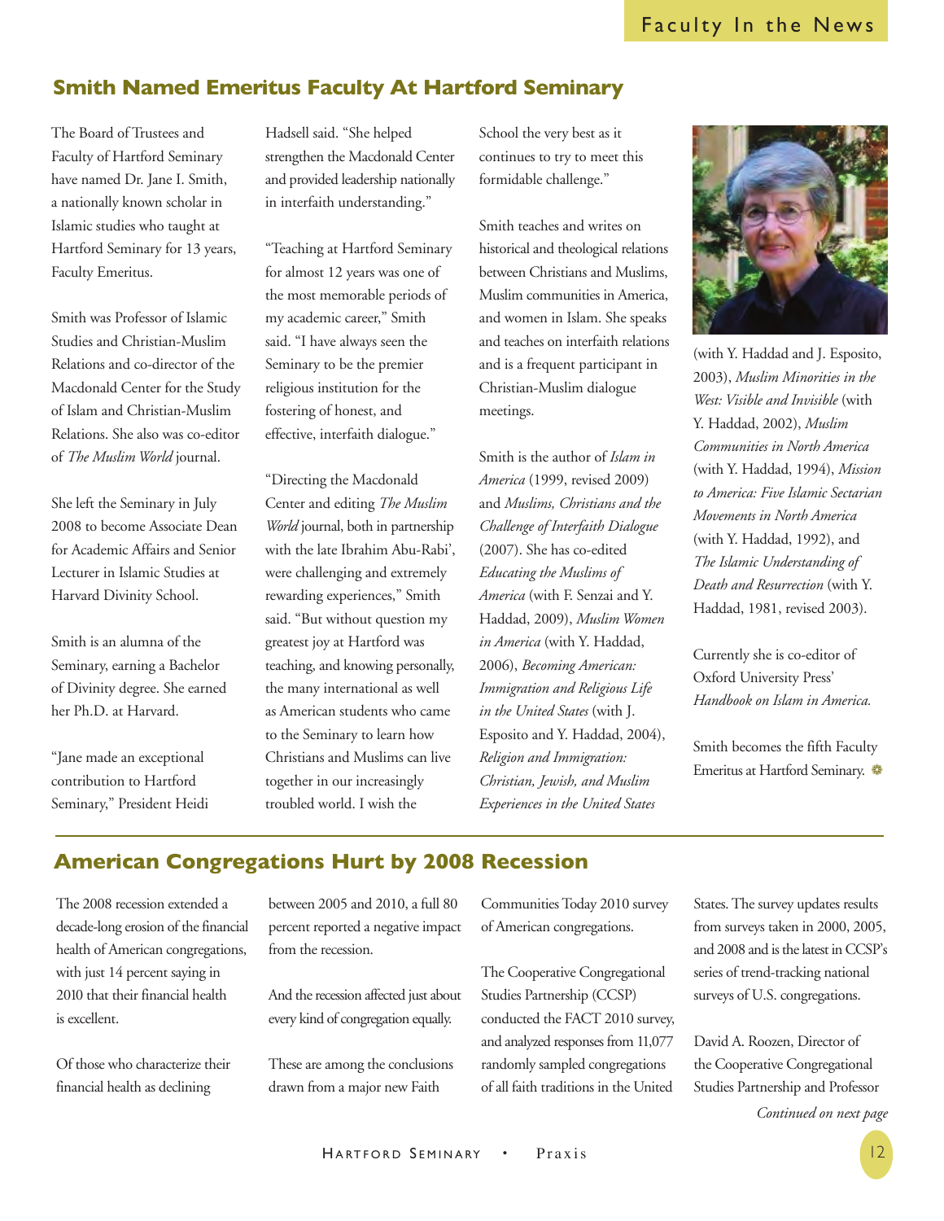## Smith Named Emeritus Faculty At Hartford Seminary

The Board of Trustees and Faculty of Hartford Seminary have named Dr. Jane I. Smith, a nationally known scholar in Islamic studies who taught at Hartford Seminary for 13 years, Faculty Emeritus.

Smith was Professor of Islamic Studies and Christian-Muslim Relations and co-director of the Macdonald Center for the Study of Islam and Christian-Muslim Relations. She also was co-editor of *The Muslim World* journal.

She left the Seminary in July 2008 to become Associate Dean for Academic Affairs and Senior Lecturer in Islamic Studies at Harvard Divinity School.

Smith is an alumna of the Seminary, earning a Bachelor of Divinity degree. She earned her Ph.D. at Harvard.

"Jane made an exceptional contribution to Hartford Seminary," President Heidi Hadsell said. "She helped strengthen the Macdonald Center and provided leadership nationally in interfaith understanding."

"Teaching at Hartford Seminary for almost 12 years was one of the most memorable periods of my academic career," Smith said. "I have always seen the Seminary to be the premier religious institution for the fostering of honest, and effective, interfaith dialogue."

"Directing the Macdonald Center and editing *The Muslim World* journal, both in partnership with the late Ibrahim Abu-Rabi', were challenging and extremely rewarding experiences," Smith said. "But without question my greatest joy at Hartford was teaching, and knowing personally, the many international as well as American students who came to the Seminary to learn how Christians and Muslims can live together in our increasingly troubled world. I wish the School the very best as it continues to try to meet this formidable challenge."

Smith teaches and writes on historical and theological relations between Christians and Muslims, Muslim communities in America, and women in Islam. She speaks and teaches on interfaith relations and is a frequent participant in Christian-Muslim dialogue meetings.

Smith is the author of *Islam in America* (1999, revised 2009) and *Muslims, Christians and the Challenge of Interfaith Dialogue* (2007). She has co-edited *Educating the Muslims of America* (with F. Senzai and Y. Haddad, 2009), *Muslim Women in America* (with Y. Haddad, 2006), *Becoming American: Immigration and Religious Life in the United States* (with J. Esposito and Y. Haddad, 2004), *Religion and Immigration: Christian, Jewish, and Muslim Experiences in the United States* (with Y. Haddad and J. Esposito, 2003), *Muslim Minorities in the West: Visible and Invisible* (with Y. Haddad, 2002), *Muslim Communities in North America* (with Y. Haddad, 1994), *Mission to America: Five Islamic Sectarian Movements in North America* (with Y. Haddad, 1992), and *The Islamic Understanding of Death and Resurrection* (with Y. Haddad, 1981, revised 2003).

Currently she is co-editor of Oxford University Press' *Handbook on Islam in America.*

Smith becomes the fifth Faculty Emeritus at Hartford Seminary.

## American Congregations Hurt by 2008 Recession

The 2008 recession extended a decade-long erosion of the financial health of American congregations, with just 14 percent saying in 2010 that their financial health is excellent.

Of those who characterize their financial health as declining between 2005 and 2010, a full 80 percent reported a negative impact from the recession.

And the recession affected just about every kind of congregation equally.

These are among the conclusions drawn from a major new Faith Communities Today 2010 survey of American congregations.

The Cooperative Congregational Studies Partnership (CCSP) conducted the FACT 2010 survey, and analyzed responses from 11,077 randomly sampled congregations of all faith traditions in the United States. The survey updates results from surveys taken in 2000, 2005, and 2008 and is the latest in CCSP's series of trend-tracking national surveys of U.S. congregations.

David A. Roozen, Director of the Cooperative Congregational Studies Partnership and Professor

*Continued on next page*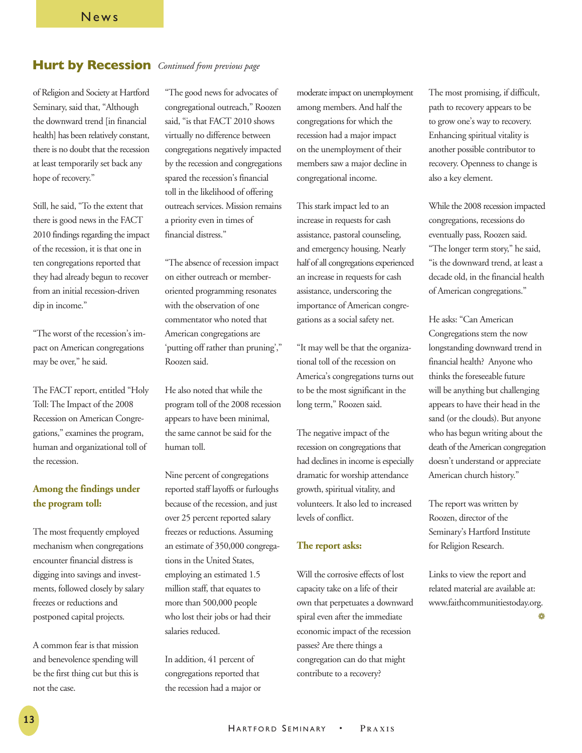## Hurt by Recession *Continued from previous page*

of Religion and Society at Hartford Seminary, said that, "Although the downward trend [in financial health] has been relatively constant, there is no doubt that the recession at least temporarily set back any hope of recovery."

Still, he said, "To the extent that there is good news in the FACT 2010 findings regarding the impact of the recession, it is that one in ten congregations reported that they had already begun to recover from an initial recession-driven dip in income."

"The worst of the recession's impact on American congregations may be over," he said.

The FACT report, entitled "Holy Toll: The Impact of the 2008 Recession on American Congregations," examines the program, human and organizational toll of the recession.

### Among the findings under the program toll:

The most frequently employed mechanism when congregations encounter financial distress is digging into savings and investments, followed closely by salary freezes or reductions and postponed capital projects.

A common fear is that mission and benevolence spending will be the first thing cut but this is not the case.

"The good news for advocates of congregational outreach," Roozen said, "is that FACT 2010 shows virtually no difference between congregations negatively impacted by the recession and congregations spared the recession's financial toll in the likelihood of offering outreach services. Mission remains a priority even in times of financial distress."

"The absence of recession impact on either outreach or member-oriented programming resonates with the observation of one commentator who noted that American congregations are 'putting off rather than pruning'," Roozen said.

He also noted that while the program toll of the 2008 recession appears to have been minimal, the same cannot be said for the human toll.

Nine percent of congregations reported staff layoffs or furloughs because of the recession, and just over 25 percent reported salary freezes or reductions. Assuming an estimate of 350,000 congregations in the United States, employing an estimated 1.5 million staff, that equates to more than 500,000 people who lost their jobs or had their salaries reduced.

In addition, 41 percent of congregations reported that the recession had a major or moderate impact on unemployment among members. And half the congregations for which the recession had a major impact on the unemployment of their members saw a major decline in congregational income.

This stark impact led to an increase in requests for cash assistance, pastoral counseling, and emergency housing. Nearly half of all congregations experienced an increase in requests for cash assistance, underscoring the importance of American congregations as a social safety net.

"It may well be that the organizational toll of the recession on America's congregations turns out to be the most significant in the long term," Roozen said.

The negative impact of the recession on congregations that had declines in income is especially dramatic for worship attendance growth, spiritual vitality, and volunteers. It also led to increased levels of conflict.

### The report asks:

Will the corrosive effects of lost capacity take on a life of their own that perpetuates a downward spiral even after the immediate economic impact of the recession passes? Are there things a congregation can do that might contribute to a recovery?

The most promising, if difficult, path to recovery appears to be to grow one's way to recovery. Enhancing spiritual vitality is another possible contributor to recovery. Openness to change is also a key element.

While the 2008 recession impacted congregations, recessions do eventually pass, Roozen said. "The longer term story," he said, "is the downward trend, at least a decade old, in the financial health of American congregations."

He asks: "Can American Congregations stem the now longstanding downward trend in financial health? Anyone who thinks the foreseeable future will be anything but challenging appears to have their head in the sand (or the clouds). But anyone who has begun writing about the death of the American congregation doesn't understand or appreciate American church history."

The report was written by Roozen, director of the Seminary's Hartford Institute for Religion Research.

Links to view the report and related material are available at: www.faithcommunitiestoday.org.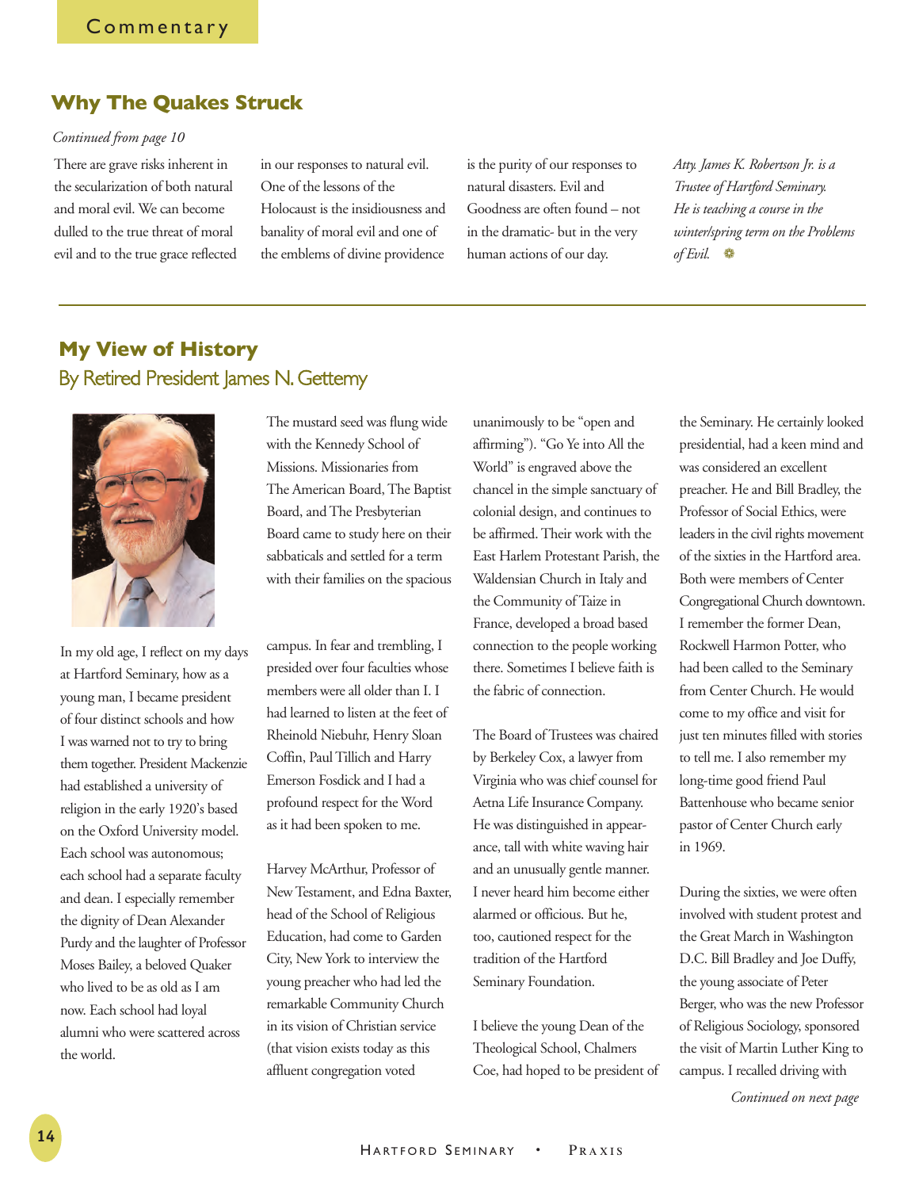Commentary

## Why The Quakes Struck

*Continued from page 10*

There are grave risks inherent in the secularization of both natural and moral evil. We can become dulled to the true threat of moral evil and to the true grace reflected in our responses to natural evil. One of the lessons of the Holocaust is the insidiousness and banality of moral evil and one of the emblems of divine providence is the purity of our responses to natural disasters. Evil and Goodness are often found – not in the dramatic- but in the very human actions of our day.

*Atty. James K. Robertson Jr. is a Trustee of Hartford Seminary. He is teaching a course in the winter/spring term on the Problems of Evil.*

---

## My View of History

### By Retired President James N. Gettemy

In my old age, I reflect on my days at Hartford Seminary, how as a young man, I became president of four distinct schools and how I was warned not to try to bring them together. President Mackenzie had established a university of religion in the early 1920's based on the Oxford University model. Each school was autonomous; each school had a separate faculty and dean. I especially remember the dignity of Dean Alexander Purdy and the laughter of Professor Moses Bailey, a beloved Quaker who lived to be as old as I am now. Each school had loyal alumni who were scattered across the world.

The mustard seed was flung wide with the Kennedy School of Missions. Missionaries from The American Board, The Baptist Board, and The Presbyterian Board came to study here on their sabbaticals and settled for a term with their families on the spacious campus. In fear and trembling, I presided over four faculties whose members were all older than I. I had learned to listen at the feet of Rheinold Niebuhr, Henry Sloan Coffin, Paul Tillich and Harry Emerson Fosdick and I had a profound respect for the Word as it had been spoken to me.

Harvey McArthur, Professor of New Testament, and Edna Baxter, head of the School of Religious Education, had come to Garden City, New York to interview the young preacher who had led the remarkable Community Church in its vision of Christian service (that vision exists today as this affluent congregation voted unanimously to be "open and affirming"). "Go Ye into All the World" is engraved above the chancel in the simple sanctuary of colonial design, and continues to be affirmed. Their work with the East Harlem Protestant Parish, the Waldensian Church in Italy and the Community of Taize in France, developed a broad based connection to the people working there. Sometimes I believe faith is the fabric of connection.

The Board of Trustees was chaired by Berkeley Cox, a lawyer from Virginia who was chief counsel for Aetna Life Insurance Company. He was distinguished in appearance, tall with white waving hair and an unusually gentle manner. I never heard him become either alarmed or officious. But he, too, cautioned respect for the tradition of the Hartford Seminary Foundation.

I believe the young Dean of the Theological School, Chalmers Coe, had hoped to be president of the Seminary. He certainly looked presidential, had a keen mind and was considered an excellent preacher. He and Bill Bradley, the Professor of Social Ethics, were leaders in the civil rights movement of the sixties in the Hartford area. Both were members of Center Congregational Church downtown. I remember the former Dean, Rockwell Harmon Potter, who had been called to the Seminary from Center Church. He would come to my office and visit for just ten minutes filled with stories to tell me. I also remember my long-time good friend Paul Battenhouse who became senior pastor of Center Church early in 1969.

During the sixties, we were often involved with student protest and the Great March in Washington D.C. Bill Bradley and Joe Duffy, the young associate of Peter Berger, who was the new Professor of Religious Sociology, sponsored the visit of Martin Luther King to campus. I recalled driving with

*Continued on next page*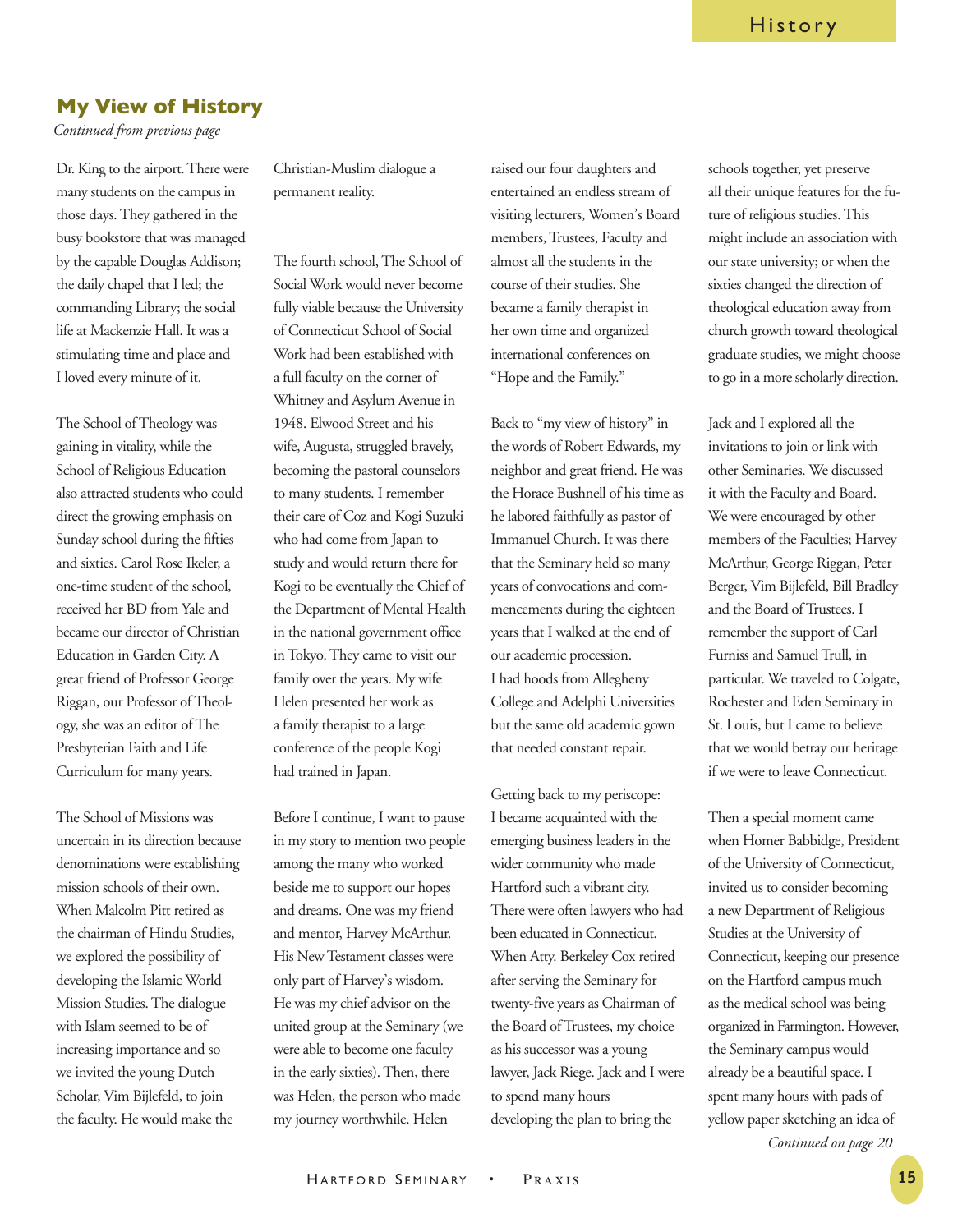## My View of History

*Continued from previous page*

Dr. King to the airport. There were many students on the campus in those days. They gathered in the busy bookstore that was managed by the capable Douglas Addison; the daily chapel that I led; the commanding Library; the social life at Mackenzie Hall. It was a stimulating time and place and I loved every minute of it.

The School of Theology was gaining in vitality, while the School of Religious Education also attracted students who could direct the growing emphasis on Sunday school during the fifties and sixties. Carol Rose Ikeler, a one-time student of the school, received her BD from Yale and became our director of Christian Education in Garden City. A great friend of Professor George Riggan, our Professor of Theology, she was an editor of The Presbyterian Faith and Life Curriculum for many years.

The School of Missions was uncertain in its direction because denominations were establishing mission schools of their own. When Malcolm Pitt retired as the chairman of Hindu Studies, we explored the possibility of developing the Islamic World Mission Studies. The dialogue with Islam seemed to be of increasing importance and so we invited the young Dutch Scholar, Vim Bijlefeld, to join the faculty. He would make the Christian-Muslim dialogue a permanent reality.

The fourth school, The School of Social Work would never become fully viable because the University of Connecticut School of Social Work had been established with a full faculty on the corner of Whitney and Asylum Avenue in 1948. Elwood Street and his wife, Augusta, struggled bravely, becoming the pastoral counselors to many students. I remember their care of Coz and Kogi Suzuki who had come from Japan to study and would return there for Kogi to be eventually the Chief of the Department of Mental Health in the national government office in Tokyo. They came to visit our family over the years. My wife Helen presented her work as a family therapist to a large conference of the people Kogi had trained in Japan.

Before I continue, I want to pause in my story to mention two people among the many who worked beside me to support our hopes and dreams. One was my friend and mentor, Harvey McArthur. His New Testament classes were only part of Harvey's wisdom. He was my chief advisor on the united group at the Seminary (we were able to become one faculty in the early sixties). Then, there was Helen, the person who made my journey worthwhile. Helen raised our four daughters and entertained an endless stream of visiting lecturers, Women's Board members, Trustees, Faculty and almost all the students in the course of their studies. She became a family therapist in her own time and organized international conferences on "Hope and the Family."

Back to "my view of history" in the words of Robert Edwards, my neighbor and great friend. He was the Horace Bushnell of his time as he labored faithfully as pastor of Immanuel Church. It was there that the Seminary held so many years of convocations and commencements during the eighteen years that I walked at the end of our academic procession. I had hoods from Allegheny College and Adelphi Universities but the same old academic gown that needed constant repair.

Getting back to my periscope: I became acquainted with the emerging business leaders in the wider community who made Hartford such a vibrant city. There were often lawyers who had been educated in Connecticut. When Atty. Berkeley Cox retired after serving the Seminary for twenty-five years as Chairman of the Board of Trustees, my choice as his successor was a young lawyer, Jack Riege. Jack and I were to spend many hours developing the plan to bring the schools together, yet preserve all their unique features for the future of religious studies. This might include an association with our state university; or when the sixties changed the direction of theological education away from church growth toward theological graduate studies, we might choose to go in a more scholarly direction.

Jack and I explored all the invitations to join or link with other Seminaries. We discussed it with the Faculty and Board. We were encouraged by other members of the Faculties; Harvey McArthur, George Riggan, Peter Berger, Vim Bijlefeld, Bill Bradley and the Board of Trustees. I remember the support of Carl Furniss and Samuel Trull, in particular. We traveled to Colgate, Rochester and Eden Seminary in St. Louis, but I came to believe that we would betray our heritage if we were to leave Connecticut.

Then a special moment came when Homer Babbidge, President of the University of Connecticut, invited us to consider becoming a new Department of Religious Studies at the University of Connecticut, keeping our presence on the Hartford campus much as the medical school was being organized in Farmington. However, the Seminary campus would already be a beautiful space. I spent many hours with pads of yellow paper sketching an idea of

*Continued on page 20*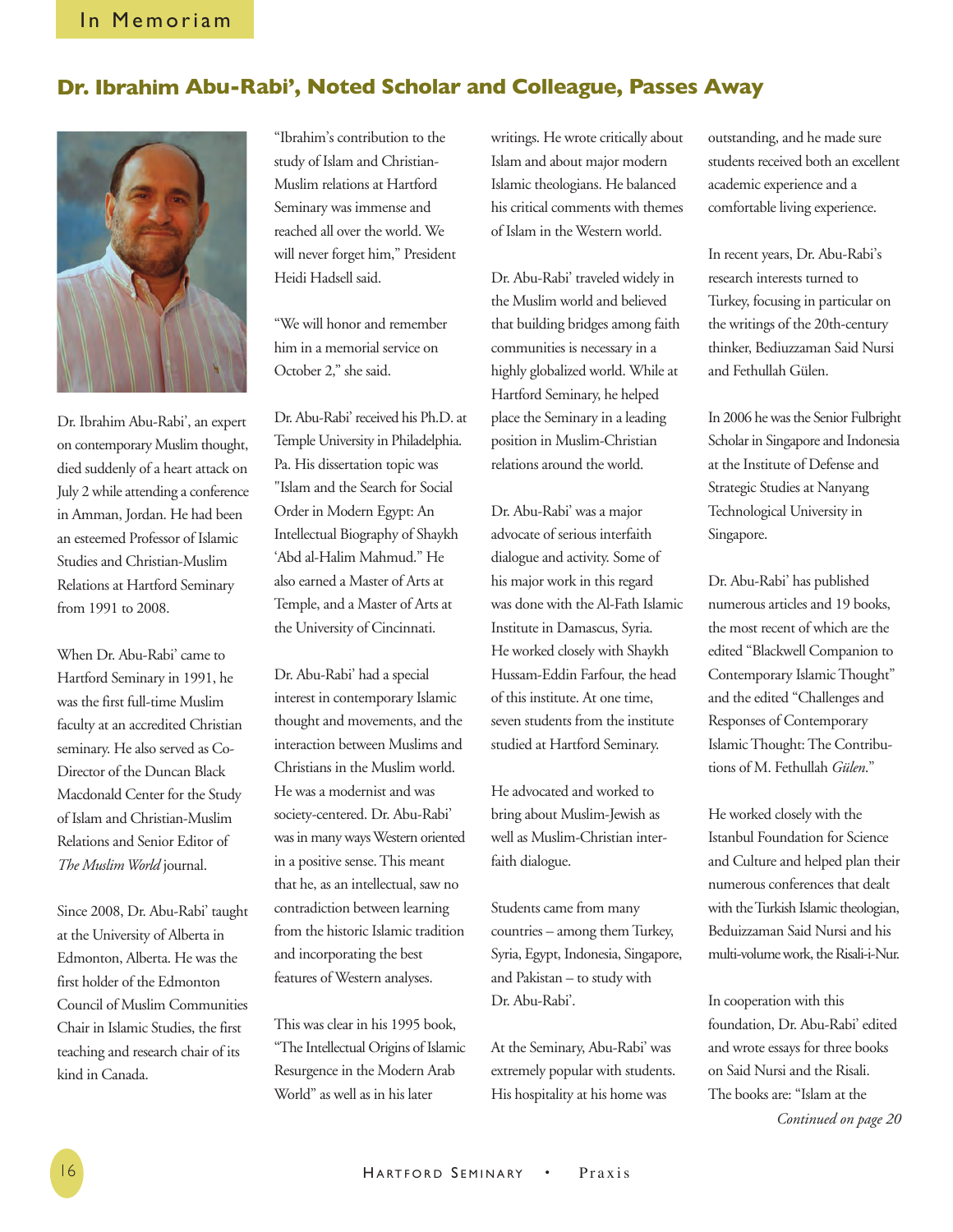In Memoriam

## Dr. Ibrahim Abu-Rabi', Noted Scholar and Colleague, Passes Away

Dr. Ibrahim Abu-Rabi', an expert on contemporary Muslim thought, died suddenly of a heart attack on July 2 while attending a conference in Amman, Jordan. He had been an esteemed Professor of Islamic Studies and Christian-Muslim Relations at Hartford Seminary from 1991 to 2008.

When Dr. Abu-Rabi' came to Hartford Seminary in 1991, he was the first full-time Muslim faculty at an accredited Christian seminary. He also served as Co-Director of the Duncan Black Macdonald Center for the Study of Islam and Christian-Muslim Relations and Senior Editor of *The Muslim World* journal.

Since 2008, Dr. Abu-Rabi' taught at the University of Alberta in Edmonton, Alberta. He was the first holder of the Edmonton Council of Muslim Communities Chair in Islamic Studies, the first teaching and research chair of its kind in Canada.

"Ibrahim's contribution to the study of Islam and Christian-Muslim relations at Hartford Seminary was immense and reached all over the world. We will never forget him," President Heidi Hadsell said.

"We will honor and remember him in a memorial service on October 2," she said.

Dr. Abu-Rabi' received his Ph.D. at Temple University in Philadelphia. Pa. His dissertation topic was "Islam and the Search for Social Order in Modern Egypt: An Intellectual Biography of Shaykh 'Abd al-Halim Mahmud." He also earned a Master of Arts at Temple, and a Master of Arts at the University of Cincinnati.

Dr. Abu-Rabi' had a special interest in contemporary Islamic thought and movements, and the interaction between Muslims and Christians in the Muslim world. He was a modernist and was society-centered. Dr. Abu-Rabi' was in many ways Western oriented in a positive sense. This meant that he, as an intellectual, saw no contradiction between learning from the historic Islamic tradition and incorporating the best features of Western analyses.

This was clear in his 1995 book, "The Intellectual Origins of Islamic Resurgence in the Modern Arab World" as well as in his later writings. He wrote critically about Islam and about major modern Islamic theologians. He balanced his critical comments with themes of Islam in the Western world.

Dr. Abu-Rabi' traveled widely in the Muslim world and believed that building bridges among faith communities is necessary in a highly globalized world. While at Hartford Seminary, he helped place the Seminary in a leading position in Muslim-Christian relations around the world.

Dr. Abu-Rabi' was a major advocate of serious interfaith dialogue and activity. Some of his major work in this regard was done with the Al-Fath Islamic Institute in Damascus, Syria. He worked closely with Shaykh Hussam-Eddin Farfour, the head of this institute. At one time, seven students from the institute studied at Hartford Seminary.

He advocated and worked to bring about Muslim-Jewish as well as Muslim-Christian interfaith dialogue.

Students came from many countries – among them Turkey, Syria, Egypt, Indonesia, Singapore, and Pakistan – to study with Dr. Abu-Rabi'.

At the Seminary, Abu-Rabi' was extremely popular with students. His hospitality at his home was outstanding, and he made sure students received both an excellent academic experience and a comfortable living experience.

In recent years, Dr. Abu-Rabi's research interests turned to Turkey, focusing in particular on the writings of the 20th-century thinker, Bediuzzaman Said Nursi and Fethullah Gülen.

In 2006 he was the Senior Fulbright Scholar in Singapore and Indonesia at the Institute of Defense and Strategic Studies at Nanyang Technological University in Singapore.

Dr. Abu-Rabi' has published numerous articles and 19 books, the most recent of which are the edited "Blackwell Companion to Contemporary Islamic Thought" and the edited "Challenges and Responses of Contemporary Islamic Thought: The Contributions of M. Fethullah *Gülen*."

He worked closely with the Istanbul Foundation for Science and Culture and helped plan their numerous conferences that dealt with the Turkish Islamic theologian, Beduizzaman Said Nursi and his multi-volume work, the Risali-i-Nur.

In cooperation with this foundation, Dr. Abu-Rabi' edited and wrote essays for three books on Said Nursi and the Risali. The books are: "Islam at the

*Continued on page 20*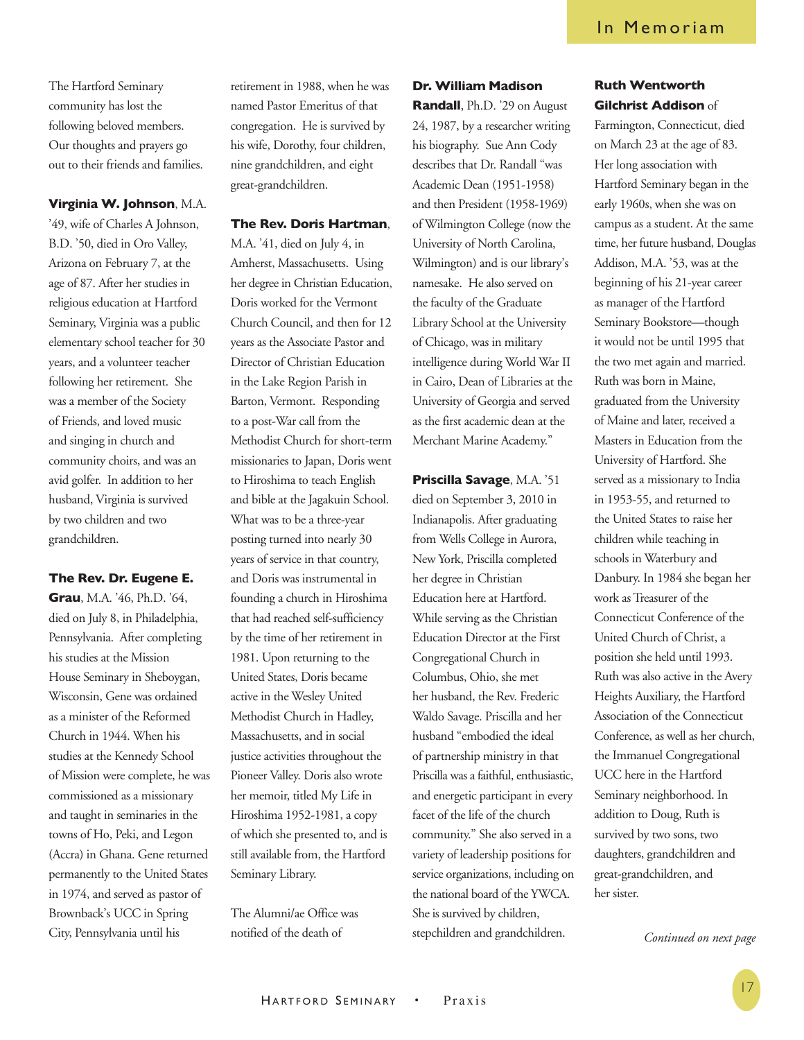# In Memoriam

The Hartford Seminary community has lost the following beloved members. Our thoughts and prayers go out to their friends and families.

**Virginia W. Johnson**, M.A. '49, wife of Charles A Johnson, B.D. '50, died in Oro Valley, Arizona on February 7, at the age of 87. After her studies in religious education at Hartford Seminary, Virginia was a public elementary school teacher for 30 years, and a volunteer teacher following her retirement. She was a member of the Society of Friends, and loved music and singing in church and community choirs, and was an avid golfer. In addition to her husband, Virginia is survived by two children and two grandchildren.

**The Rev. Dr. Eugene E. Grau**, M.A. '46, Ph.D. '64, died on July 8, in Philadelphia, Pennsylvania. After completing his studies at the Mission House Seminary in Sheboygan, Wisconsin, Gene was ordained as a minister of the Reformed Church in 1944. When his studies at the Kennedy School of Mission were complete, he was commissioned as a missionary and taught in seminaries in the towns of Ho, Peki, and Legon (Accra) in Ghana. Gene returned permanently to the United States in 1974, and served as pastor of Brownback's UCC in Spring City, Pennsylvania until his retirement in 1988, when he was named Pastor Emeritus of that congregation. He is survived by his wife, Dorothy, four children, nine grandchildren, and eight great-grandchildren.

**The Rev. Doris Hartman**, M.A. '41, died on July 4, in Amherst, Massachusetts. Using her degree in Christian Education, Doris worked for the Vermont Church Council, and then for 12 years as the Associate Pastor and Director of Christian Education in the Lake Region Parish in Barton, Vermont. Responding to a post-War call from the Methodist Church for short-term missionaries to Japan, Doris went to Hiroshima to teach English and bible at the Jagakuin School. What was to be a three-year posting turned into nearly 30 years of service in that country, and Doris was instrumental in founding a church in Hiroshima that had reached self-sufficiency by the time of her retirement in 1981. Upon returning to the United States, Doris became active in the Wesley United Methodist Church in Hadley, Massachusetts, and in social justice activities throughout the Pioneer Valley. Doris also wrote her memoir, titled My Life in Hiroshima 1952-1981, a copy of which she presented to, and is still available from, the Hartford Seminary Library.

The Alumni/ae Office was notified of the death of **Dr. William Madison Randall**, Ph.D. '29 on August 24, 1987, by a researcher writing his biography. Sue Ann Cody describes that Dr. Randall "was Academic Dean (1951-1958) and then President (1958-1969) of Wilmington College (now the University of North Carolina, Wilmington) and is our library's namesake. He also served on the faculty of the Graduate Library School at the University of Chicago, was in military intelligence during World War II in Cairo, Dean of Libraries at the University of Georgia and served as the first academic dean at the Merchant Marine Academy."

**Priscilla Savage**, M.A. '51 died on September 3, 2010 in Indianapolis. After graduating from Wells College in Aurora, New York, Priscilla completed her degree in Christian Education here at Hartford. While serving as the Christian Education Director at the First Congregational Church in Columbus, Ohio, she met her husband, the Rev. Frederic Waldo Savage. Priscilla and her husband "embodied the ideal of partnership ministry in that Priscilla was a faithful, enthusiastic, and energetic participant in every facet of the life of the church community." She also served in a variety of leadership positions for service organizations, including on the national board of the YWCA. She is survived by children, stepchildren and grandchildren.

**Ruth Wentworth Gilchrist Addison** of Farmington, Connecticut, died on March 23 at the age of 83. Her long association with Hartford Seminary began in the early 1960s, when she was on campus as a student. At the same time, her future husband, Douglas Addison, M.A. '53, was at the beginning of his 21-year career as manager of the Hartford Seminary Bookstore—though it would not be until 1995 that the two met again and married. Ruth was born in Maine, graduated from the University of Maine and later, received a Masters in Education from the University of Hartford. She served as a missionary to India in 1953-55, and returned to the United States to raise her children while teaching in schools in Waterbury and Danbury. In 1984 she began her work as Treasurer of the Connecticut Conference of the United Church of Christ, a position she held until 1993. Ruth was also active in the Avery Heights Auxiliary, the Hartford Association of the Connecticut Conference, as well as her church, the Immanuel Congregational UCC here in the Hartford Seminary neighborhood. In addition to Doug, Ruth is survived by two sons, two daughters, grandchildren and great-grandchildren, and her sister.

*Continued on next page*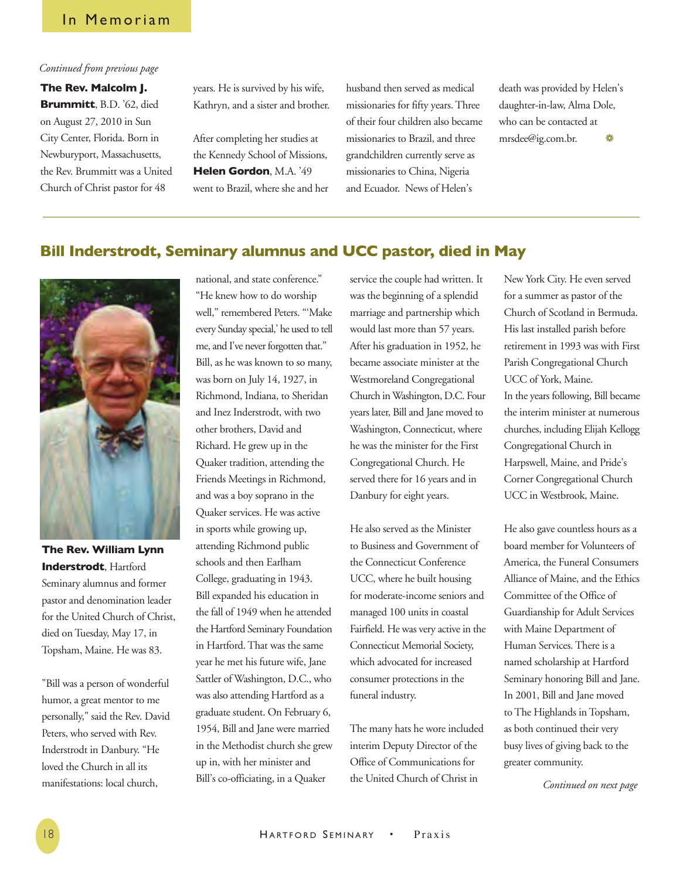*Continued from previous page*

**The Rev. Malcolm J. Brummitt**, B.D. '62, died on August 27, 2010 in Sun City Center, Florida. Born in Newburyport, Massachusetts, the Rev. Brummitt was a United Church of Christ pastor for 48 years. He is survived by his wife, Kathryn, and a sister and brother.

After completing her studies at the Kennedy School of Missions, **Helen Gordon**, M.A. '49 went to Brazil, where she and her husband then served as medical missionaries for fifty years. Three of their four children also became missionaries to Brazil, and three grandchildren currently serve as missionaries to China, Nigeria and Ecuador. News of Helen's death was provided by Helen's daughter-in-law, Alma Dole, who can be contacted at mrsdee@ig.com.br.

## Bill Inderstrodt, Seminary alumnus and UCC pastor, died in May

**The Rev. William Lynn Inderstrodt**, Hartford Seminary alumnus and former pastor and denomination leader for the United Church of Christ, died on Tuesday, May 17, in Topsham, Maine. He was 83.

"Bill was a person of wonderful humor, a great mentor to me personally," said the Rev. David Peters, who served with Rev. Inderstrodt in Danbury. "He loved the Church in all its manifestations: local church, national, and state conference." "He knew how to do worship well," remembered Peters. "'Make every Sunday special,' he used to tell me, and I've never forgotten that."

Bill, as he was known to so many, was born on July 14, 1927, in Richmond, Indiana, to Sheridan and Inez Inderstrodt, with two other brothers, David and Richard. He grew up in the Quaker tradition, attending the Friends Meetings in Richmond, and was a boy soprano in the Quaker services. He was active in sports while growing up, attending Richmond public schools and then Earlham College, graduating in 1943.

Bill expanded his education in the fall of 1949 when he attended the Hartford Seminary Foundation in Hartford. That was the same year he met his future wife, Jane Sattler of Washington, D.C., who was also attending Hartford as a graduate student. On February 6, 1954, Bill and Jane were married in the Methodist church she grew up in, with her minister and Bill's co-officiating, in a Quaker service the couple had written. It was the beginning of a splendid marriage and partnership which would last more than 57 years.

After his graduation in 1952, he became associate minister at the Westmoreland Congregational Church in Washington, D.C. Four years later, Bill and Jane moved to Washington, Connecticut, where he was the minister for the First Congregational Church. He served there for 16 years and in Danbury for eight years.

He also served as the Minister to Business and Government of the Connecticut Conference UCC, where he built housing for moderate-income seniors and managed 100 units in coastal Fairfield. He was very active in the Connecticut Memorial Society, which advocated for increased consumer protections in the funeral industry.

The many hats he wore included interim Deputy Director of the Office of Communications for the United Church of Christ in New York City. He even served for a summer as pastor of the Church of Scotland in Bermuda. His last installed parish before retirement in 1993 was with First Parish Congregational Church UCC of York, Maine.

In the years following, Bill became the interim minister at numerous churches, including Elijah Kellogg Congregational Church in Harpswell, Maine, and Pride's Corner Congregational Church UCC in Westbrook, Maine.

He also gave countless hours as a board member for Volunteers of America, the Funeral Consumers Alliance of Maine, and the Ethics Committee of the Office of Guardianship for Adult Services with Maine Department of Human Services. There is a named scholarship at Hartford Seminary honoring Bill and Jane. In 2001, Bill and Jane moved to The Highlands in Topsham, as both continued their very busy lives of giving back to the greater community.

*Continued on next page*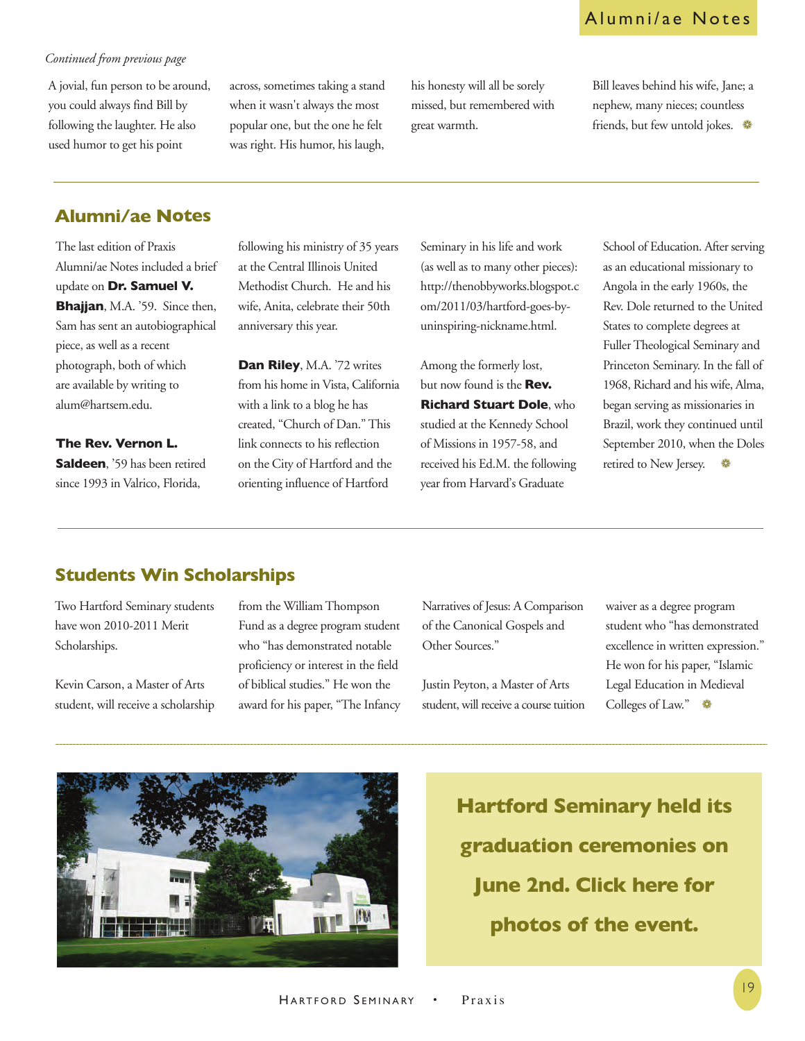*Continued from previous page*

A jovial, fun person to be around, you could always find Bill by following the laughter. He also used humor to get his point across, sometimes taking a stand when it wasn't always the most popular one, but the one he felt was right. His humor, his laugh, his honesty will all be sorely missed, but remembered with great warmth.

Bill leaves behind his wife, Jane; a nephew, many nieces; countless friends, but few untold jokes.

## Alumni/ae Notes

The last edition of Praxis Alumni/ae Notes included a brief update on **Dr. Samuel V. Bhajjan**, M.A. '59. Since then, Sam has sent an autobiographical piece, as well as a recent photograph, both of which are available by writing to alum@hartsem.edu.

**The Rev. Vernon L. Saldeen**, '59 has been retired since 1993 in Valrico, Florida, following his ministry of 35 years at the Central Illinois United Methodist Church. He and his wife, Anita, celebrate their 50th anniversary this year.

**Dan Riley**, M.A. '72 writes from his home in Vista, California with a link to a blog he has created, "Church of Dan." This link connects to his reflection on the City of Hartford and the orienting influence of Hartford Seminary in his life and work (as well as to many other pieces): http://thenobbyworks.blogspot.com/2011/03/hartford-goes-by-uninspiring-nickname.html.

Among the formerly lost, but now found is the **Rev. Richard Stuart Dole**, who studied at the Kennedy School of Missions in 1957-58, and received his Ed.M. the following year from Harvard's Graduate School of Education. After serving as an educational missionary to Angola in the early 1960s, the Rev. Dole returned to the United States to complete degrees at Fuller Theological Seminary and Princeton Seminary. In the fall of 1968, Richard and his wife, Alma, began serving as missionaries in Brazil, work they continued until September 2010, when the Doles retired to New Jersey.

## Students Win Scholarships

Two Hartford Seminary students have won 2010-2011 Merit Scholarships.

Kevin Carson, a Master of Arts student, will receive a scholarship from the William Thompson Fund as a degree program student who "has demonstrated notable proficiency or interest in the field of biblical studies." He won the award for his paper, "The Infancy Narratives of Jesus: A Comparison of the Canonical Gospels and Other Sources."

Justin Peyton, a Master of Arts student, will receive a course tuition waiver as a degree program student who "has demonstrated excellence in written expression." He won for his paper, "Islamic Legal Education in Medieval Colleges of Law."

**Hartford Seminary held its graduation ceremonies on June 2nd. Click here for photos of the event.**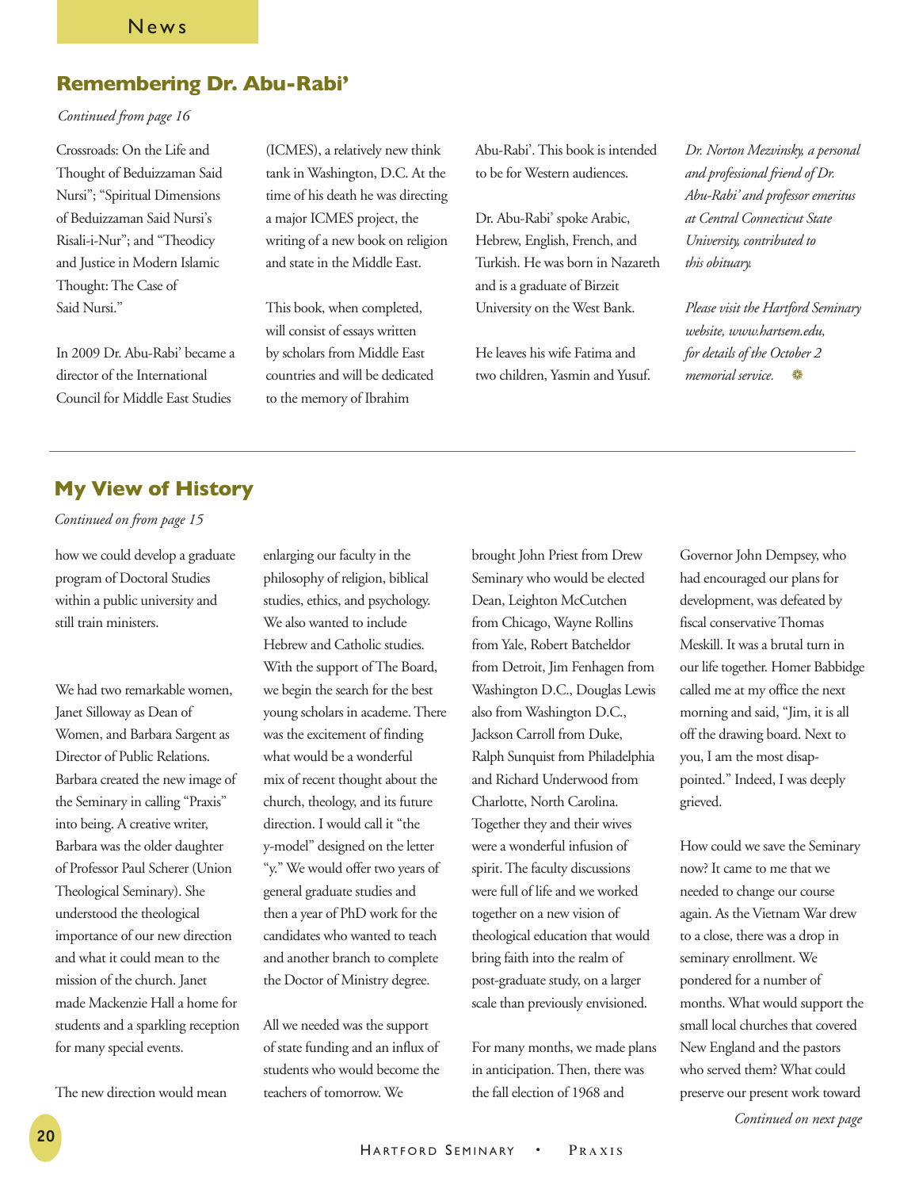## Remembering Dr. Abu-Rabi'

*Continued from page 16*

Crossroads: On the Life and Thought of Beduizzaman Said Nursi"; "Spiritual Dimensions of Beduizzaman Said Nursi's Risali-i-Nur"; and "Theodicy and Justice in Modern Islamic Thought: The Case of Said Nursi."

In 2009 Dr. Abu-Rabi' became a director of the International Council for Middle East Studies (ICMES), a relatively new think tank in Washington, D.C. At the time of his death he was directing a major ICMES project, the writing of a new book on religion and state in the Middle East.

This book, when completed, will consist of essays written by scholars from Middle East countries and will be dedicated to the memory of Ibrahim Abu-Rabi'. This book is intended to be for Western audiences.

Dr. Abu-Rabi' spoke Arabic, Hebrew, English, French, and Turkish. He was born in Nazareth and is a graduate of Birzeit University on the West Bank.

He leaves his wife Fatima and two children, Yasmin and Yusuf.

*Dr. Norton Mezvinsky, a personal and professional friend of Dr. Abu-Rabi' and professor emeritus at Central Connecticut State University, contributed to this obituary.*

*Please visit the Hartford Seminary website, www.hartsem.edu, for details of the October 2 memorial service.*

---

## My View of History

*Continued on from page 15*

how we could develop a graduate program of Doctoral Studies within a public university and still train ministers.

We had two remarkable women, Janet Silloway as Dean of Women, and Barbara Sargent as Director of Public Relations. Barbara created the new image of the Seminary in calling "Praxis" into being. A creative writer, Barbara was the older daughter of Professor Paul Scherer (Union Theological Seminary). She understood the theological importance of our new direction and what it could mean to the mission of the church. Janet made Mackenzie Hall a home for students and a sparkling reception for many special events.

The new direction would mean enlarging our faculty in the philosophy of religion, biblical studies, ethics, and psychology. We also wanted to include Hebrew and Catholic studies. With the support of The Board, we begin the search for the best young scholars in academe. There was the excitement of finding what would be a wonderful mix of recent thought about the church, theology, and its future direction. I would call it "the y-model" designed on the letter "y." We would offer two years of general graduate studies and then a year of PhD work for the candidates who wanted to teach and another branch to complete the Doctor of Ministry degree.

All we needed was the support of state funding and an influx of students who would become the teachers of tomorrow. We brought John Priest from Drew Seminary who would be elected Dean, Leighton McCutchen from Chicago, Wayne Rollins from Yale, Robert Batcheldor from Detroit, Jim Fenhagen from Washington D.C., Douglas Lewis also from Washington D.C., Jackson Carroll from Duke, Ralph Sunquist from Philadelphia and Richard Underwood from Charlotte, North Carolina. Together they and their wives were a wonderful infusion of spirit. The faculty discussions were full of life and we worked together on a new vision of theological education that would bring faith into the realm of post-graduate study, on a larger scale than previously envisioned.

For many months, we made plans in anticipation. Then, there was the fall election of 1968 and Governor John Dempsey, who had encouraged our plans for development, was defeated by fiscal conservative Thomas Meskill. It was a brutal turn in our life together. Homer Babbidge called me at my office the next morning and said, "Jim, it is all off the drawing board. Next to you, I am the most disappointed." Indeed, I was deeply grieved.

How could we save the Seminary now? It came to me that we needed to change our course again. As the Vietnam War drew to a close, there was a drop in seminary enrollment. We pondered for a number of months. What would support the small local churches that covered New England and the pastors who served them? What could preserve our present work toward

*Continued on next page*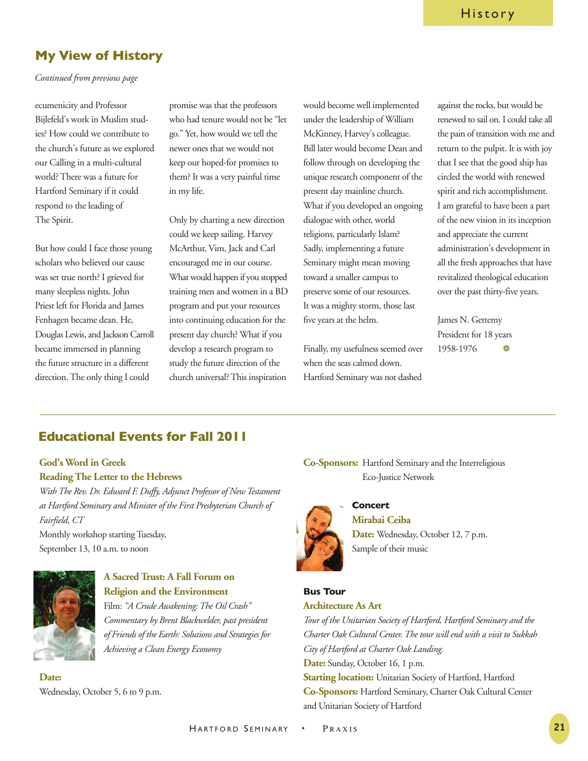## My View of History

*Continued from previous page*

ecumenicity and Professor Bijlefeld's work in Muslim studies? How could we contribute to the church's future as we explored our Calling in a multi-cultural world? There was a future for Hartford Seminary if it could respond to the leading of The Spirit.

But how could I face those young scholars who believed our cause was set true north? I grieved for many sleepless nights. John Priest left for Florida and James Fenhagen became dean. He, Douglas Lewis, and Jackson Carroll became immersed in planning the future structure in a different direction. The only thing I could promise was that the professors who had tenure would not be "let go." Yet, how would we tell the newer ones that we would not keep our hoped-for promises to them? It was a very painful time in my life.

Only by charting a new direction could we keep sailing. Harvey McArthur, Vim, Jack and Carl encouraged me in our course. What would happen if you stopped training men and women in a BD program and put your resources into continuing education for the present day church? What if you develop a research program to study the future direction of the church universal? This inspiration would become well implemented under the leadership of William McKinney, Harvey's colleague. Bill later would become Dean and follow through on developing the unique research component of the present day mainline church. What if you developed an ongoing dialogue with other, world religions, particularly Islam? Sadly, implementing a future Seminary might mean moving toward a smaller campus to preserve some of our resources. It was a mighty storm, those last five years at the helm.

Finally, my usefulness seemed over when the seas calmed down. Hartford Seminary was not dashed against the rocks, but would be renewed to sail on. I could take all the pain of transition with me and return to the pulpit. It is with joy that I see that the good ship has circled the world with renewed spirit and rich accomplishment. I am grateful to have been a part of the new vision in its inception and appreciate the current administration's development in all the fresh approaches that have revitalized theological education over the past thirty-five years.

James N. Gettemy
President for 18 years
1958-1976

---

## Educational Events for Fall 2011

**God's Word in Greek**
**Reading The Letter to the Hebrews**

*With The Rev. Dr. Edward F. Duffy, Adjunct Professor of New Testament at Hartford Seminary and Minister of the First Presbyterian Church of Fairfield, CT*

Monthly workshop starting Tuesday, September 13, 10 a.m. to noon

**A Sacred Trust: A Fall Forum on Religion and the Environment**

Film: *"A Crude Awakening: The Oil Crash"*
*Commentary by Brent Blackwelder, past president of Friends of the Earth: Solutions and Strategies for Achieving a Clean Energy Economy*

**Date:**
Wednesday, October 5, 6 to 9 p.m.

**Co-Sponsors:** Hartford Seminary and the Interreligious Eco-Justice Network

**Concert**
**Mirabai Ceiba**
**Date:** Wednesday, October 12, 7 p.m.
Sample of their music

**Bus Tour**
**Architecture As Art**

*Tour of the Unitarian Society of Hartford, Hartford Seminary and the Charter Oak Cultural Center. The tour will end with a visit to Sukkah City of Hartford at Charter Oak Landing.*

**Date:** Sunday, October 16, 1 p.m.
**Starting location:** Unitarian Society of Hartford, Hartford
**Co-Sponsors:** Hartford Seminary, Charter Oak Cultural Center and Unitarian Society of Hartford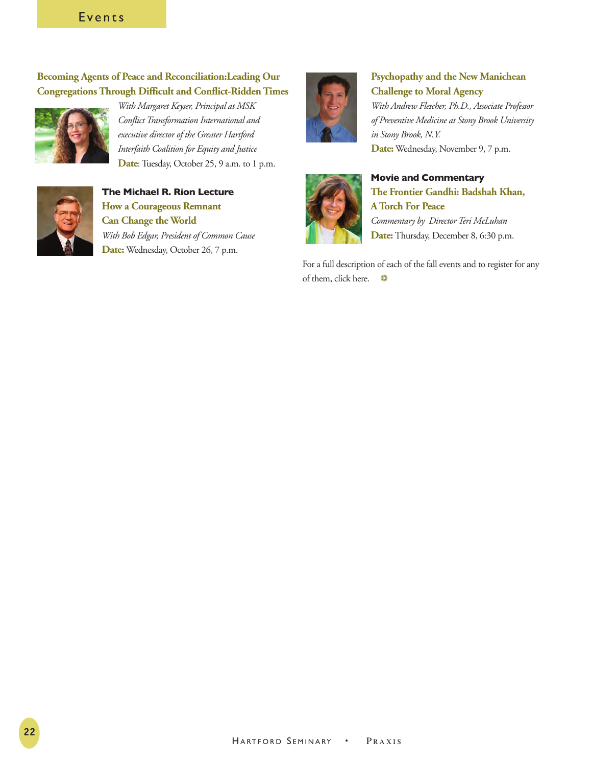# Events

### Becoming Agents of Peace and Reconciliation:Leading Our Congregations Through Difficult and Conflict-Ridden Times

*With Margaret Keyser, Principal at MSK Conflict Transformation International and executive director of the Greater Hartford Interfaith Coalition for Equity and Justice*

**Date**: Tuesday, October 25, 9 a.m. to 1 p.m.

**The Michael R. Rion Lecture**

### How a Courageous Remnant Can Change the World

*With Bob Edgar, President of Common Cause*

**Date:** Wednesday, October 26, 7 p.m.

### Psychopathy and the New Manichean Challenge to Moral Agency

*With Andrew Flescher, Ph.D., Associate Professor of Preventive Medicine at Stony Brook University in Stony Brook, N.Y.*

**Date:** Wednesday, November 9, 7 p.m.

**Movie and Commentary**

### The Frontier Gandhi: Badshah Khan, A Torch For Peace

*Commentary by Director Teri McLuhan*

**Date:** Thursday, December 8, 6:30 p.m.

For a full description of each of the fall events and to register for any of them, click here.